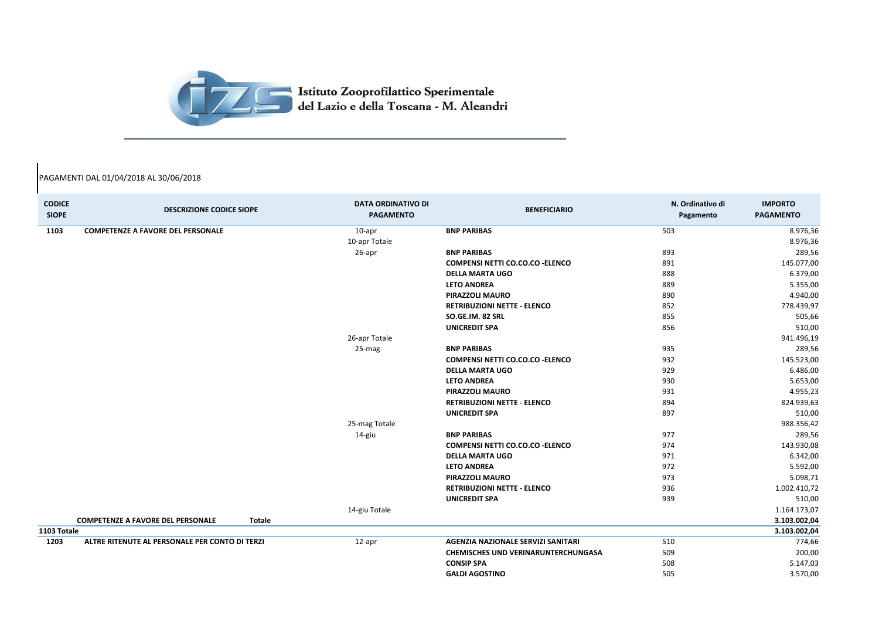Istituto Zooprofilattico Sperimentale del Lazio e della Toscana - M. Aleandri

PAGAMENTI DAL 01/04/2018 AL 30/06/2018

| CODICE SIOPE | DESCRIZIONE CODICE SIOPE | DATA ORDINATIVO DI PAGAMENTO | BENEFICIARIO | N. Ordinativo di Pagamento | IMPORTO PAGAMENTO |
|---|---|---|---|---|---|
| **1103** | **COMPETENZE A FAVORE DEL PERSONALE** | 10-apr | **BNP PARIBAS** | 503 | 8.976,36 |
| | | 10-apr Totale | | | 8.976,36 |
| | | 26-apr | **BNP PARIBAS** | 893 | 289,56 |
| | | | **COMPENSI NETTI CO.CO.CO -ELENCO** | 891 | 145.077,00 |
| | | | **DELLA MARTA UGO** | 888 | 6.379,00 |
| | | | **LETO ANDREA** | 889 | 5.355,00 |
| | | | **PIRAZZOLI MAURO** | 890 | 4.940,00 |
| | | | **RETRIBUZIONI NETTE - ELENCO** | 852 | 778.439,97 |
| | | | **SO.GE.IM. 82 SRL** | 855 | 505,66 |
| | | | **UNICREDIT SPA** | 856 | 510,00 |
| | | 26-apr Totale | | | 941.496,19 |
| | | 25-mag | **BNP PARIBAS** | 935 | 289,56 |
| | | | **COMPENSI NETTI CO.CO.CO -ELENCO** | 932 | 145.523,00 |
| | | | **DELLA MARTA UGO** | 929 | 6.486,00 |
| | | | **LETO ANDREA** | 930 | 5.653,00 |
| | | | **PIRAZZOLI MAURO** | 931 | 4.955,23 |
| | | | **RETRIBUZIONI NETTE - ELENCO** | 894 | 824.939,63 |
| | | | **UNICREDIT SPA** | 897 | 510,00 |
| | | 25-mag Totale | | | 988.356,42 |
| | | 14-giu | **BNP PARIBAS** | 977 | 289,56 |
| | | | **COMPENSI NETTI CO.CO.CO -ELENCO** | 974 | 143.930,08 |
| | | | **DELLA MARTA UGO** | 971 | 6.342,00 |
| | | | **LETO ANDREA** | 972 | 5.592,00 |
| | | | **PIRAZZOLI MAURO** | 973 | 5.098,71 |
| | | | **RETRIBUZIONI NETTE - ELENCO** | 936 | 1.002.410,72 |
| | | | **UNICREDIT SPA** | 939 | 510,00 |
| | | 14-giu Totale | | | 1.164.173,07 |
| | **COMPETENZE A FAVORE DEL PERSONALE Totale** | | | | **3.103.002,04** |
| **1103 Totale** | | | | | **3.103.002,04** |
| **1203** | **ALTRE RITENUTE AL PERSONALE PER CONTO DI TERZI** | 12-apr | **AGENZIA NAZIONALE SERVIZI SANITARI** | 510 | 774,66 |
| | | | **CHEMISCHES UND VERINARUNTERCHUNGASA** | 509 | 200,00 |
| | | | **CONSIP SPA** | 508 | 5.147,03 |
| | | | **GALDI AGOSTINO** | 505 | 3.570,00 |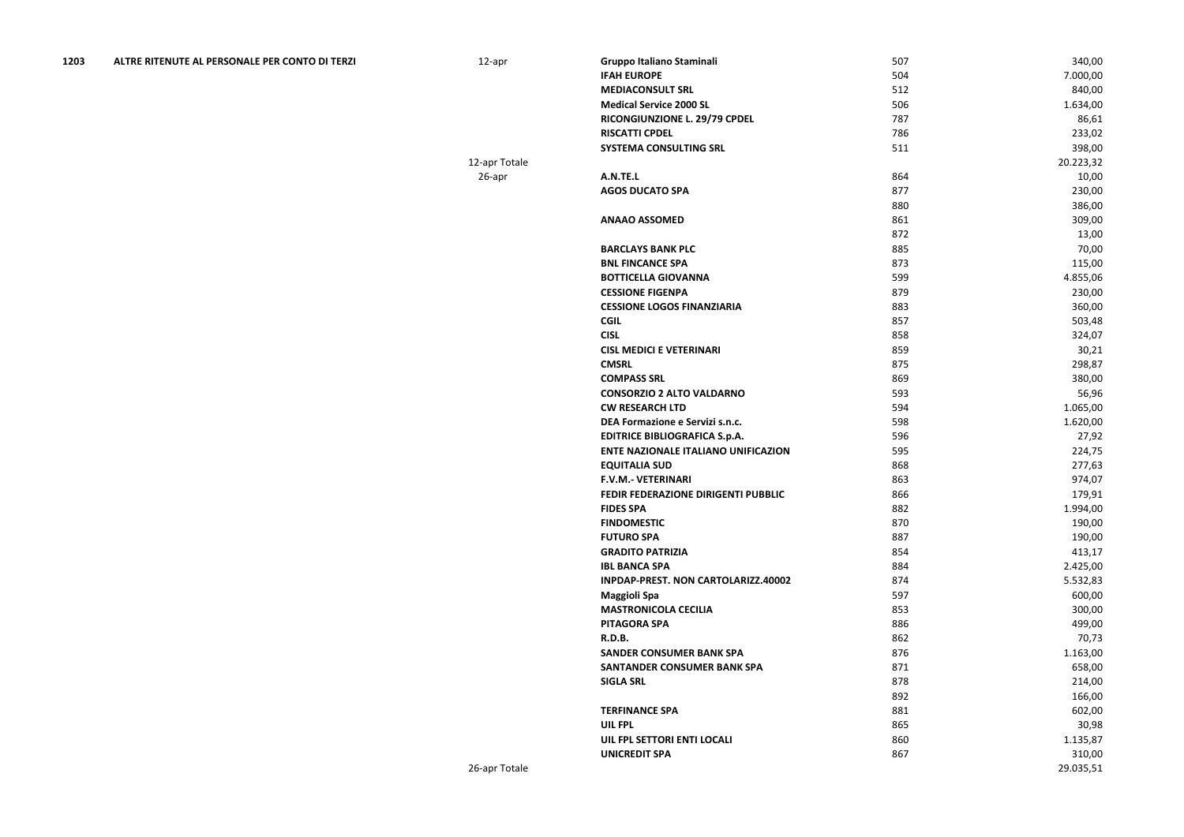| | | | | | |
|---|---|---|---|---|---|
| **1203** | **ALTRE RITENUTE AL PERSONALE PER CONTO DI TERZI** | 12-apr | **Gruppo Italiano Staminali** | 507 | 340,00 |
| | | | **IFAH EUROPE** | 504 | 7.000,00 |
| | | | **MEDIACONSULT SRL** | 512 | 840,00 |
| | | | **Medical Service 2000 SL** | 506 | 1.634,00 |
| | | | **RICONGIUNZIONE L. 29/79 CPDEL** | 787 | 86,61 |
| | | | **RISCATTI CPDEL** | 786 | 233,02 |
| | | | **SYSTEMA CONSULTING SRL** | 511 | 398,00 |
| | | 12-apr Totale | | | 20.223,32 |
| | | 26-apr | **A.N.TE.L** | 864 | 10,00 |
| | | | **AGOS DUCATO SPA** | 877 | 230,00 |
| | | | | 880 | 386,00 |
| | | | **ANAAO ASSOMED** | 861 | 309,00 |
| | | | | 872 | 13,00 |
| | | | **BARCLAYS BANK PLC** | 885 | 70,00 |
| | | | **BNL FINCANCE SPA** | 873 | 115,00 |
| | | | **BOTTICELLA GIOVANNA** | 599 | 4.855,06 |
| | | | **CESSIONE FIGENPA** | 879 | 230,00 |
| | | | **CESSIONE LOGOS FINANZIARIA** | 883 | 360,00 |
| | | | **CGIL** | 857 | 503,48 |
| | | | **CISL** | 858 | 324,07 |
| | | | **CISL MEDICI E VETERINARI** | 859 | 30,21 |
| | | | **CMSRL** | 875 | 298,87 |
| | | | **COMPASS SRL** | 869 | 380,00 |
| | | | **CONSORZIO 2 ALTO VALDARNO** | 593 | 56,96 |
| | | | **CW RESEARCH LTD** | 594 | 1.065,00 |
| | | | **DEA Formazione e Servizi s.n.c.** | 598 | 1.620,00 |
| | | | **EDITRICE BIBLIOGRAFICA S.p.A.** | 596 | 27,92 |
| | | | **ENTE NAZIONALE ITALIANO UNIFICAZION** | 595 | 224,75 |
| | | | **EQUITALIA SUD** | 868 | 277,63 |
| | | | **F.V.M.- VETERINARI** | 863 | 974,07 |
| | | | **FEDIR FEDERAZIONE DIRIGENTI PUBBLIC** | 866 | 179,91 |
| | | | **FIDES SPA** | 882 | 1.994,00 |
| | | | **FINDOMESTIC** | 870 | 190,00 |
| | | | **FUTURO SPA** | 887 | 190,00 |
| | | | **GRADITO PATRIZIA** | 854 | 413,17 |
| | | | **IBL BANCA SPA** | 884 | 2.425,00 |
| | | | **INPDAP-PREST. NON CARTOLARIZZ.40002** | 874 | 5.532,83 |
| | | | **Maggioli Spa** | 597 | 600,00 |
| | | | **MASTRONICOLA CECILIA** | 853 | 300,00 |
| | | | **PITAGORA SPA** | 886 | 499,00 |
| | | | **R.D.B.** | 862 | 70,73 |
| | | | **SANDER CONSUMER BANK SPA** | 876 | 1.163,00 |
| | | | **SANTANDER CONSUMER BANK SPA** | 871 | 658,00 |
| | | | **SIGLA SRL** | 878 | 214,00 |
| | | | | 892 | 166,00 |
| | | | **TERFINANCE SPA** | 881 | 602,00 |
| | | | **UIL FPL** | 865 | 30,98 |
| | | | **UIL FPL SETTORI ENTI LOCALI** | 860 | 1.135,87 |
| | | | **UNICREDIT SPA** | 867 | 310,00 |
| | | 26-apr Totale | | | 29.035,51 |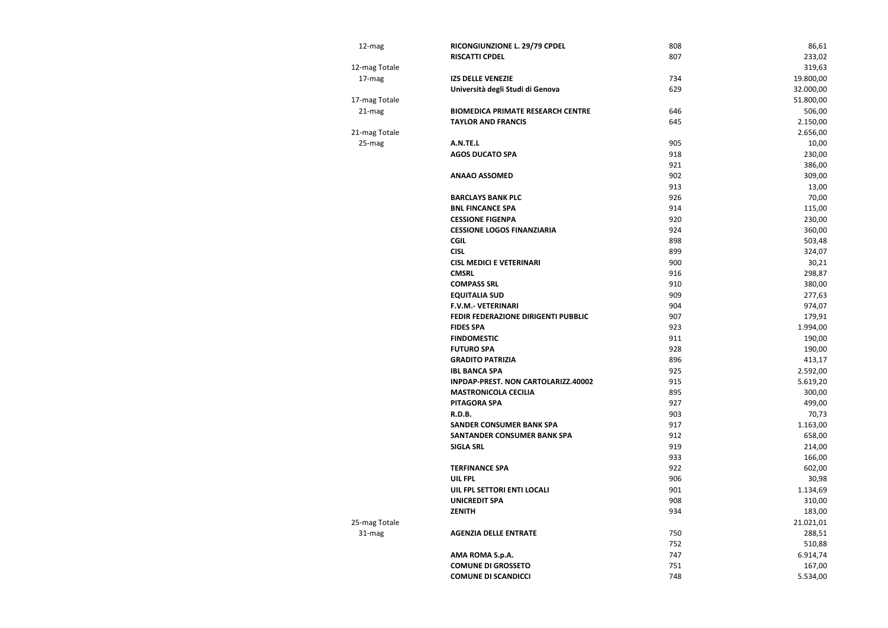| | | | |
|---|---|---|---|
| 12-mag | **RICONGIUNZIONE L. 29/79 CPDEL** | 808 | 86,61 |
| | **RISCATTI CPDEL** | 807 | 233,02 |
| 12-mag Totale | | | 319,63 |
| 17-mag | **IZS DELLE VENEZIE** | 734 | 19.800,00 |
| | **Università degli Studi di Genova** | 629 | 32.000,00 |
| 17-mag Totale | | | 51.800,00 |
| 21-mag | **BIOMEDICA PRIMATE RESEARCH CENTRE** | 646 | 506,00 |
| | **TAYLOR AND FRANCIS** | 645 | 2.150,00 |
| 21-mag Totale | | | 2.656,00 |
| 25-mag | **A.N.TE.L** | 905 | 10,00 |
| | **AGOS DUCATO SPA** | 918 | 230,00 |
| | | 921 | 386,00 |
| | **ANAAO ASSOMED** | 902 | 309,00 |
| | | 913 | 13,00 |
| | **BARCLAYS BANK PLC** | 926 | 70,00 |
| | **BNL FINCANCE SPA** | 914 | 115,00 |
| | **CESSIONE FIGENPA** | 920 | 230,00 |
| | **CESSIONE LOGOS FINANZIARIA** | 924 | 360,00 |
| | **CGIL** | 898 | 503,48 |
| | **CISL** | 899 | 324,07 |
| | **CISL MEDICI E VETERINARI** | 900 | 30,21 |
| | **CMSRL** | 916 | 298,87 |
| | **COMPASS SRL** | 910 | 380,00 |
| | **EQUITALIA SUD** | 909 | 277,63 |
| | **F.V.M.- VETERINARI** | 904 | 974,07 |
| | **FEDIR FEDERAZIONE DIRIGENTI PUBBLIC** | 907 | 179,91 |
| | **FIDES SPA** | 923 | 1.994,00 |
| | **FINDOMESTIC** | 911 | 190,00 |
| | **FUTURO SPA** | 928 | 190,00 |
| | **GRADITO PATRIZIA** | 896 | 413,17 |
| | **IBL BANCA SPA** | 925 | 2.592,00 |
| | **INPDAP-PREST. NON CARTOLARIZZ.40002** | 915 | 5.619,20 |
| | **MASTRONICOLA CECILIA** | 895 | 300,00 |
| | **PITAGORA SPA** | 927 | 499,00 |
| | **R.D.B.** | 903 | 70,73 |
| | **SANDER CONSUMER BANK SPA** | 917 | 1.163,00 |
| | **SANTANDER CONSUMER BANK SPA** | 912 | 658,00 |
| | **SIGLA SRL** | 919 | 214,00 |
| | | 933 | 166,00 |
| | **TERFINANCE SPA** | 922 | 602,00 |
| | **UIL FPL** | 906 | 30,98 |
| | **UIL FPL SETTORI ENTI LOCALI** | 901 | 1.134,69 |
| | **UNICREDIT SPA** | 908 | 310,00 |
| | **ZENITH** | 934 | 183,00 |
| 25-mag Totale | | | 21.021,01 |
| 31-mag | **AGENZIA DELLE ENTRATE** | 750 | 288,51 |
| | | 752 | 510,88 |
| | **AMA ROMA S.p.A.** | 747 | 6.914,74 |
| | **COMUNE DI GROSSETO** | 751 | 167,00 |
| | **COMUNE DI SCANDICCI** | 748 | 5.534,00 |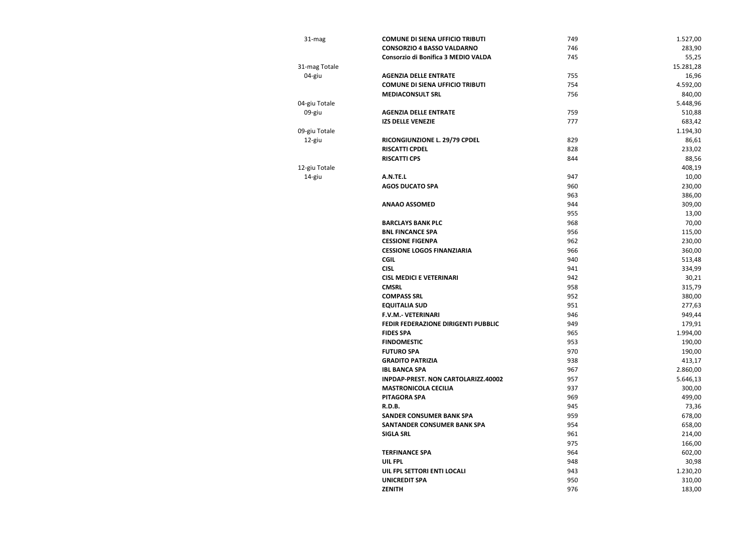| | | | |
|---|---|---|---|
| 31-mag | **COMUNE DI SIENA UFFICIO TRIBUTI** | 749 | 1.527,00 |
| | **CONSORZIO 4 BASSO VALDARNO** | 746 | 283,90 |
| | **Consorzio di Bonifica 3 MEDIO VALDA** | 745 | 55,25 |
| 31-mag Totale | | | 15.281,28 |
| 04-giu | **AGENZIA DELLE ENTRATE** | 755 | 16,96 |
| | **COMUNE DI SIENA UFFICIO TRIBUTI** | 754 | 4.592,00 |
| | **MEDIACONSULT SRL** | 756 | 840,00 |
| 04-giu Totale | | | 5.448,96 |
| 09-giu | **AGENZIA DELLE ENTRATE** | 759 | 510,88 |
| | **IZS DELLE VENEZIE** | 777 | 683,42 |
| 09-giu Totale | | | 1.194,30 |
| 12-giu | **RICONGIUNZIONE L. 29/79 CPDEL** | 829 | 86,61 |
| | **RISCATTI CPDEL** | 828 | 233,02 |
| | **RISCATTI CPS** | 844 | 88,56 |
| 12-giu Totale | | | 408,19 |
| 14-giu | **A.N.TE.L** | 947 | 10,00 |
| | **AGOS DUCATO SPA** | 960 | 230,00 |
| | | 963 | 386,00 |
| | **ANAAO ASSOMED** | 944 | 309,00 |
| | | 955 | 13,00 |
| | **BARCLAYS BANK PLC** | 968 | 70,00 |
| | **BNL FINCANCE SPA** | 956 | 115,00 |
| | **CESSIONE FIGENPA** | 962 | 230,00 |
| | **CESSIONE LOGOS FINANZIARIA** | 966 | 360,00 |
| | **CGIL** | 940 | 513,48 |
| | **CISL** | 941 | 334,99 |
| | **CISL MEDICI E VETERINARI** | 942 | 30,21 |
| | **CMSRL** | 958 | 315,79 |
| | **COMPASS SRL** | 952 | 380,00 |
| | **EQUITALIA SUD** | 951 | 277,63 |
| | **F.V.M.- VETERINARI** | 946 | 949,44 |
| | **FEDIR FEDERAZIONE DIRIGENTI PUBBLIC** | 949 | 179,91 |
| | **FIDES SPA** | 965 | 1.994,00 |
| | **FINDOMESTIC** | 953 | 190,00 |
| | **FUTURO SPA** | 970 | 190,00 |
| | **GRADITO PATRIZIA** | 938 | 413,17 |
| | **IBL BANCA SPA** | 967 | 2.860,00 |
| | **INPDAP-PREST. NON CARTOLARIZZ.40002** | 957 | 5.646,13 |
| | **MASTRONICOLA CECILIA** | 937 | 300,00 |
| | **PITAGORA SPA** | 969 | 499,00 |
| | **R.D.B.** | 945 | 73,36 |
| | **SANDER CONSUMER BANK SPA** | 959 | 678,00 |
| | **SANTANDER CONSUMER BANK SPA** | 954 | 658,00 |
| | **SIGLA SRL** | 961 | 214,00 |
| | | 975 | 166,00 |
| | **TERFINANCE SPA** | 964 | 602,00 |
| | **UIL FPL** | 948 | 30,98 |
| | **UIL FPL SETTORI ENTI LOCALI** | 943 | 1.230,20 |
| | **UNICREDIT SPA** | 950 | 310,00 |
| | **ZENITH** | 976 | 183,00 |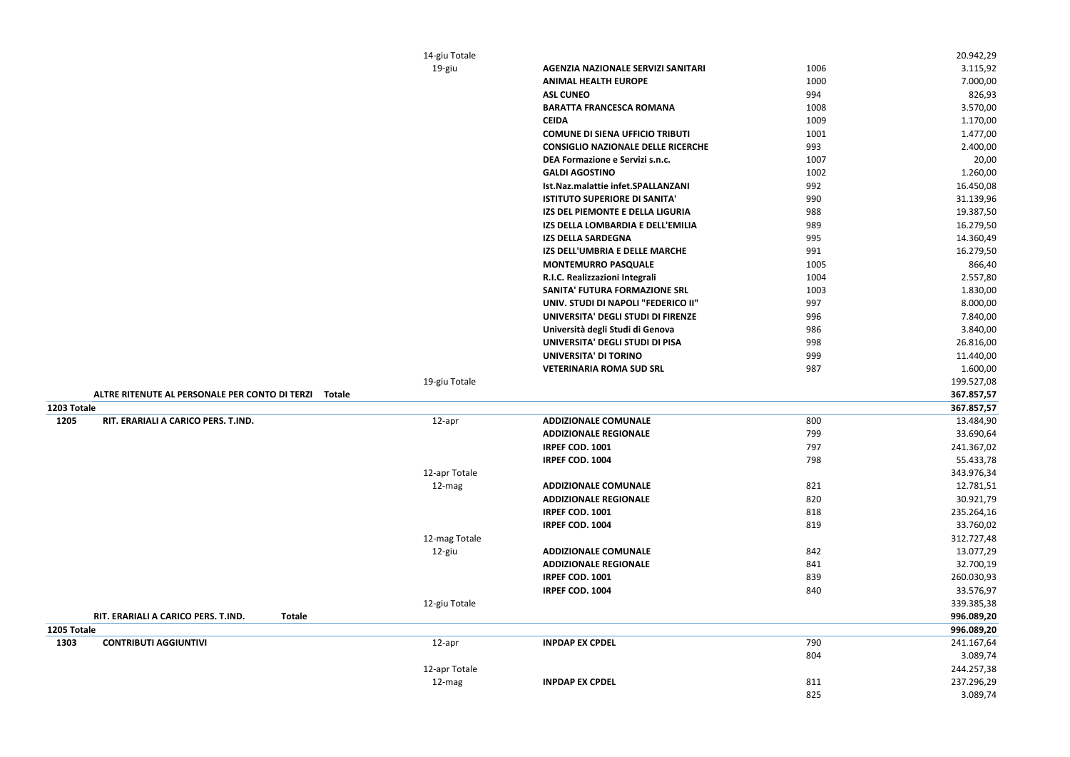| | | | | | |
|---|---|---|---|---|---|
| | | 14-giu Totale | | | 20.942,29 |
| | | 19-giu | **AGENZIA NAZIONALE SERVIZI SANITARI** | 1006 | 3.115,92 |
| | | | **ANIMAL HEALTH EUROPE** | 1000 | 7.000,00 |
| | | | **ASL CUNEO** | 994 | 826,93 |
| | | | **BARATTA FRANCESCA ROMANA** | 1008 | 3.570,00 |
| | | | **CEIDA** | 1009 | 1.170,00 |
| | | | **COMUNE DI SIENA UFFICIO TRIBUTI** | 1001 | 1.477,00 |
| | | | **CONSIGLIO NAZIONALE DELLE RICERCHE** | 993 | 2.400,00 |
| | | | **DEA Formazione e Servizi s.n.c.** | 1007 | 20,00 |
| | | | **GALDI AGOSTINO** | 1002 | 1.260,00 |
| | | | **Ist.Naz.malattie infet.SPALLANZANI** | 992 | 16.450,08 |
| | | | **ISTITUTO SUPERIORE DI SANITA'** | 990 | 31.139,96 |
| | | | **IZS DEL PIEMONTE E DELLA LIGURIA** | 988 | 19.387,50 |
| | | | **IZS DELLA LOMBARDIA E DELL'EMILIA** | 989 | 16.279,50 |
| | | | **IZS DELLA SARDEGNA** | 995 | 14.360,49 |
| | | | **IZS DELL'UMBRIA E DELLE MARCHE** | 991 | 16.279,50 |
| | | | **MONTEMURRO PASQUALE** | 1005 | 866,40 |
| | | | **R.I.C. Realizzazioni Integrali** | 1004 | 2.557,80 |
| | | | **SANITA' FUTURA FORMAZIONE SRL** | 1003 | 1.830,00 |
| | | | **UNIV. STUDI DI NAPOLI "FEDERICO II"** | 997 | 8.000,00 |
| | | | **UNIVERSITA' DEGLI STUDI DI FIRENZE** | 996 | 7.840,00 |
| | | | **Università degli Studi di Genova** | 986 | 3.840,00 |
| | | | **UNIVERSITA' DEGLI STUDI DI PISA** | 998 | 26.816,00 |
| | | | **UNIVERSITA' DI TORINO** | 999 | 11.440,00 |
| | | | **VETERINARIA ROMA SUD SRL** | 987 | 1.600,00 |
| | | 19-giu Totale | | | 199.527,08 |
| | **ALTRE RITENUTE AL PERSONALE PER CONTO DI TERZI Totale** | | | | **367.857,57** |
| **1203 Totale** | | | | | **367.857,57** |
| **1205** | **RIT. ERARIALI A CARICO PERS. T.IND.** | 12-apr | **ADDIZIONALE COMUNALE** | 800 | 13.484,90 |
| | | | **ADDIZIONALE REGIONALE** | 799 | 33.690,64 |
| | | | **IRPEF COD. 1001** | 797 | 241.367,02 |
| | | | **IRPEF COD. 1004** | 798 | 55.433,78 |
| | | 12-apr Totale | | | 343.976,34 |
| | | 12-mag | **ADDIZIONALE COMUNALE** | 821 | 12.781,51 |
| | | | **ADDIZIONALE REGIONALE** | 820 | 30.921,79 |
| | | | **IRPEF COD. 1001** | 818 | 235.264,16 |
| | | | **IRPEF COD. 1004** | 819 | 33.760,02 |
| | | 12-mag Totale | | | 312.727,48 |
| | | 12-giu | **ADDIZIONALE COMUNALE** | 842 | 13.077,29 |
| | | | **ADDIZIONALE REGIONALE** | 841 | 32.700,19 |
| | | | **IRPEF COD. 1001** | 839 | 260.030,93 |
| | | | **IRPEF COD. 1004** | 840 | 33.576,97 |
| | | 12-giu Totale | | | 339.385,38 |
| | **RIT. ERARIALI A CARICO PERS. T.IND. Totale** | | | | **996.089,20** |
| **1205 Totale** | | | | | **996.089,20** |
| **1303** | **CONTRIBUTI AGGIUNTIVI** | 12-apr | **INPDAP EX CPDEL** | 790 | 241.167,64 |
| | | | | 804 | 3.089,74 |
| | | 12-apr Totale | | | 244.257,38 |
| | | 12-mag | **INPDAP EX CPDEL** | 811 | 237.296,29 |
| | | | | 825 | 3.089,74 |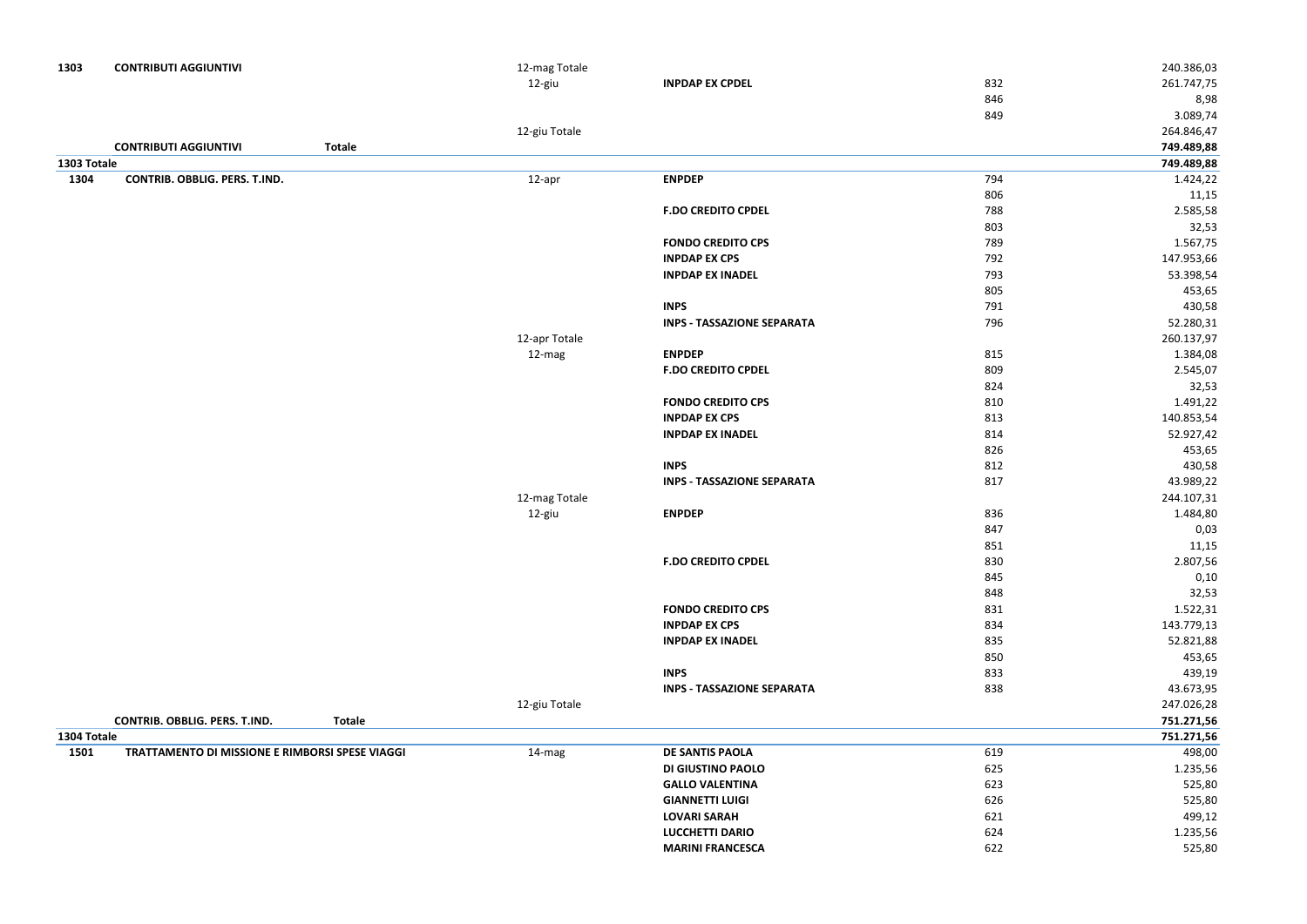| | | | | | |
|---|---|---|---|---|---|
| **1303** | **CONTRIBUTI AGGIUNTIVI** | 12-mag Totale | | | 240.386,03 |
| | | 12-giu | **INPDAP EX CPDEL** | 832 | 261.747,75 |
| | | | | 846 | 8,98 |
| | | | | 849 | 3.089,74 |
| | | 12-giu Totale | | | 264.846,47 |
| | **CONTRIBUTI AGGIUNTIVI** **Totale** | | | | **749.489,88** |
| **1303 Totale** | | | | | **749.489,88** |
| **1304** | **CONTRIB. OBBLIG. PERS. T.IND.** | 12-apr | **ENPDEP** | 794 | 1.424,22 |
| | | | | 806 | 11,15 |
| | | | **F.DO CREDITO CPDEL** | 788 | 2.585,58 |
| | | | | 803 | 32,53 |
| | | | **FONDO CREDITO CPS** | 789 | 1.567,75 |
| | | | **INPDAP EX CPS** | 792 | 147.953,66 |
| | | | **INPDAP EX INADEL** | 793 | 53.398,54 |
| | | | | 805 | 453,65 |
| | | | **INPS** | 791 | 430,58 |
| | | | **INPS - TASSAZIONE SEPARATA** | 796 | 52.280,31 |
| | | 12-apr Totale | | | 260.137,97 |
| | | 12-mag | **ENPDEP** | 815 | 1.384,08 |
| | | | **F.DO CREDITO CPDEL** | 809 | 2.545,07 |
| | | | | 824 | 32,53 |
| | | | **FONDO CREDITO CPS** | 810 | 1.491,22 |
| | | | **INPDAP EX CPS** | 813 | 140.853,54 |
| | | | **INPDAP EX INADEL** | 814 | 52.927,42 |
| | | | | 826 | 453,65 |
| | | | **INPS** | 812 | 430,58 |
| | | | **INPS - TASSAZIONE SEPARATA** | 817 | 43.989,22 |
| | | 12-mag Totale | | | 244.107,31 |
| | | 12-giu | **ENPDEP** | 836 | 1.484,80 |
| | | | | 847 | 0,03 |
| | | | | 851 | 11,15 |
| | | | **F.DO CREDITO CPDEL** | 830 | 2.807,56 |
| | | | | 845 | 0,10 |
| | | | | 848 | 32,53 |
| | | | **FONDO CREDITO CPS** | 831 | 1.522,31 |
| | | | **INPDAP EX CPS** | 834 | 143.779,13 |
| | | | **INPDAP EX INADEL** | 835 | 52.821,88 |
| | | | | 850 | 453,65 |
| | | | **INPS** | 833 | 439,19 |
| | | | **INPS - TASSAZIONE SEPARATA** | 838 | 43.673,95 |
| | | 12-giu Totale | | | 247.026,28 |
| | **CONTRIB. OBBLIG. PERS. T.IND.** **Totale** | | | | **751.271,56** |
| **1304 Totale** | | | | | **751.271,56** |
| **1501** | **TRATTAMENTO DI MISSIONE E RIMBORSI SPESE VIAGGI** | 14-mag | **DE SANTIS PAOLA** | 619 | 498,00 |
| | | | **DI GIUSTINO PAOLO** | 625 | 1.235,56 |
| | | | **GALLO VALENTINA** | 623 | 525,80 |
| | | | **GIANNETTI LUIGI** | 626 | 525,80 |
| | | | **LOVARI SARAH** | 621 | 499,12 |
| | | | **LUCCHETTI DARIO** | 624 | 1.235,56 |
| | | | **MARINI FRANCESCA** | 622 | 525,80 |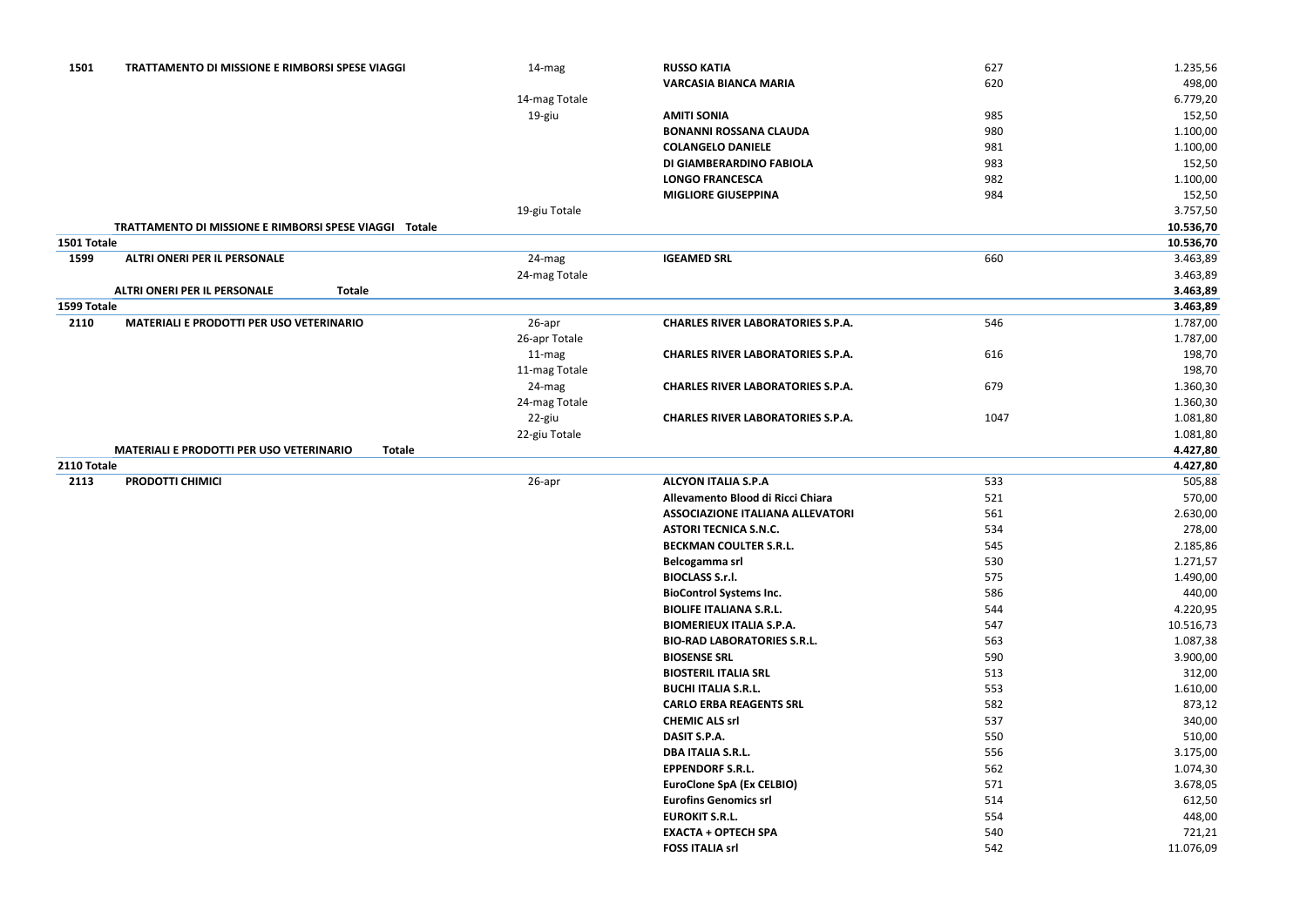| | | | | | |
|---|---|---|---|---|---|
| **1501** | **TRATTAMENTO DI MISSIONE E RIMBORSI SPESE VIAGGI** | 14-mag | **RUSSO KATIA** | 627 | 1.235,56 |
| | | | **VARCASIA BIANCA MARIA** | 620 | 498,00 |
| | | 14-mag Totale | | | 6.779,20 |
| | | 19-giu | **AMITI SONIA** | 985 | 152,50 |
| | | | **BONANNI ROSSANA CLAUDA** | 980 | 1.100,00 |
| | | | **COLANGELO DANIELE** | 981 | 1.100,00 |
| | | | **DI GIAMBERARDINO FABIOLA** | 983 | 152,50 |
| | | | **LONGO FRANCESCA** | 982 | 1.100,00 |
| | | | **MIGLIORE GIUSEPPINA** | 984 | 152,50 |
| | | 19-giu Totale | | | 3.757,50 |
| | **TRATTAMENTO DI MISSIONE E RIMBORSI SPESE VIAGGI Totale** | | | | **10.536,70** |
| **1501 Totale** | | | | | **10.536,70** |
| **1599** | **ALTRI ONERI PER IL PERSONALE** | 24-mag | **IGEAMED SRL** | 660 | 3.463,89 |
| | | 24-mag Totale | | | 3.463,89 |
| | **ALTRI ONERI PER IL PERSONALE Totale** | | | | **3.463,89** |
| **1599 Totale** | | | | | **3.463,89** |
| **2110** | **MATERIALI E PRODOTTI PER USO VETERINARIO** | 26-apr | **CHARLES RIVER LABORATORIES S.P.A.** | 546 | 1.787,00 |
| | | 26-apr Totale | | | 1.787,00 |
| | | 11-mag | **CHARLES RIVER LABORATORIES S.P.A.** | 616 | 198,70 |
| | | 11-mag Totale | | | 198,70 |
| | | 24-mag | **CHARLES RIVER LABORATORIES S.P.A.** | 679 | 1.360,30 |
| | | 24-mag Totale | | | 1.360,30 |
| | | 22-giu | **CHARLES RIVER LABORATORIES S.P.A.** | 1047 | 1.081,80 |
| | | 22-giu Totale | | | 1.081,80 |
| | **MATERIALI E PRODOTTI PER USO VETERINARIO Totale** | | | | **4.427,80** |
| **2110 Totale** | | | | | **4.427,80** |
| **2113** | **PRODOTTI CHIMICI** | 26-apr | **ALCYON ITALIA S.P.A** | 533 | 505,88 |
| | | | **Allevamento Blood di Ricci Chiara** | 521 | 570,00 |
| | | | **ASSOCIAZIONE ITALIANA ALLEVATORI** | 561 | 2.630,00 |
| | | | **ASTORI TECNICA S.N.C.** | 534 | 278,00 |
| | | | **BECKMAN COULTER S.R.L.** | 545 | 2.185,86 |
| | | | **Belcogamma srl** | 530 | 1.271,57 |
| | | | **BIOCLASS S.r.l.** | 575 | 1.490,00 |
| | | | **BioControl Systems Inc.** | 586 | 440,00 |
| | | | **BIOLIFE ITALIANA S.R.L.** | 544 | 4.220,95 |
| | | | **BIOMERIEUX ITALIA S.P.A.** | 547 | 10.516,73 |
| | | | **BIO-RAD LABORATORIES S.R.L.** | 563 | 1.087,38 |
| | | | **BIOSENSE SRL** | 590 | 3.900,00 |
| | | | **BIOSTERIL ITALIA SRL** | 513 | 312,00 |
| | | | **BUCHI ITALIA S.R.L.** | 553 | 1.610,00 |
| | | | **CARLO ERBA REAGENTS SRL** | 582 | 873,12 |
| | | | **CHEMIC ALS srl** | 537 | 340,00 |
| | | | **DASIT S.P.A.** | 550 | 510,00 |
| | | | **DBA ITALIA S.R.L.** | 556 | 3.175,00 |
| | | | **EPPENDORF S.R.L.** | 562 | 1.074,30 |
| | | | **EuroClone SpA (Ex CELBIO)** | 571 | 3.678,05 |
| | | | **Eurofins Genomics srl** | 514 | 612,50 |
| | | | **EUROKIT S.R.L.** | 554 | 448,00 |
| | | | **EXACTA + OPTECH SPA** | 540 | 721,21 |
| | | | **FOSS ITALIA srl** | 542 | 11.076,09 |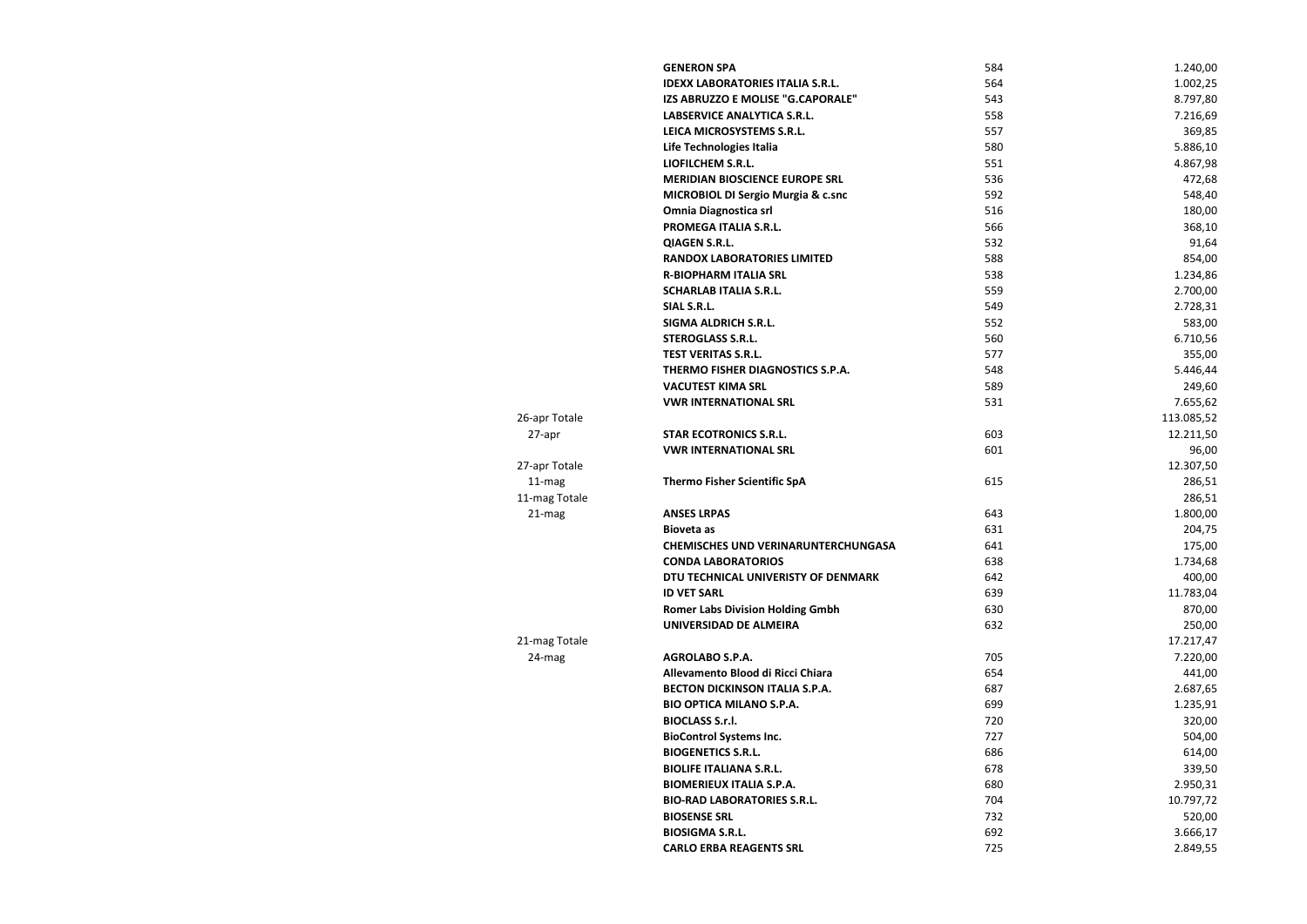| | | | |
|---|---|---|---|
| | **GENERON SPA** | 584 | 1.240,00 |
| | **IDEXX LABORATORIES ITALIA S.R.L.** | 564 | 1.002,25 |
| | **IZS ABRUZZO E MOLISE "G.CAPORALE"** | 543 | 8.797,80 |
| | **LABSERVICE ANALYTICA S.R.L.** | 558 | 7.216,69 |
| | **LEICA MICROSYSTEMS S.R.L.** | 557 | 369,85 |
| | **Life Technologies Italia** | 580 | 5.886,10 |
| | **LIOFILCHEM S.R.L.** | 551 | 4.867,98 |
| | **MERIDIAN BIOSCIENCE EUROPE SRL** | 536 | 472,68 |
| | **MICROBIOL DI Sergio Murgia & c.snc** | 592 | 548,40 |
| | **Omnia Diagnostica srl** | 516 | 180,00 |
| | **PROMEGA ITALIA S.R.L.** | 566 | 368,10 |
| | **QIAGEN S.R.L.** | 532 | 91,64 |
| | **RANDOX LABORATORIES LIMITED** | 588 | 854,00 |
| | **R-BIOPHARM ITALIA SRL** | 538 | 1.234,86 |
| | **SCHARLAB ITALIA S.R.L.** | 559 | 2.700,00 |
| | **SIAL S.R.L.** | 549 | 2.728,31 |
| | **SIGMA ALDRICH S.R.L.** | 552 | 583,00 |
| | **STEROGLASS S.R.L.** | 560 | 6.710,56 |
| | **TEST VERITAS S.R.L.** | 577 | 355,00 |
| | **THERMO FISHER DIAGNOSTICS S.P.A.** | 548 | 5.446,44 |
| | **VACUTEST KIMA SRL** | 589 | 249,60 |
| | **VWR INTERNATIONAL SRL** | 531 | 7.655,62 |
| 26-apr Totale | | | 113.085,52 |
| 27-apr | **STAR ECOTRONICS S.R.L.** | 603 | 12.211,50 |
| | **VWR INTERNATIONAL SRL** | 601 | 96,00 |
| 27-apr Totale | | | 12.307,50 |
| 11-mag | **Thermo Fisher Scientific SpA** | 615 | 286,51 |
| 11-mag Totale | | | 286,51 |
| 21-mag | **ANSES LRPAS** | 643 | 1.800,00 |
| | **Bioveta as** | 631 | 204,75 |
| | **CHEMISCHES UND VERINARUNTERCHUNGASA** | 641 | 175,00 |
| | **CONDA LABORATORIOS** | 638 | 1.734,68 |
| | **DTU TECHNICAL UNIVERISTY OF DENMARK** | 642 | 400,00 |
| | **ID VET SARL** | 639 | 11.783,04 |
| | **Romer Labs Division Holding Gmbh** | 630 | 870,00 |
| | **UNIVERSIDAD DE ALMEIRA** | 632 | 250,00 |
| 21-mag Totale | | | 17.217,47 |
| 24-mag | **AGROLABO S.P.A.** | 705 | 7.220,00 |
| | **Allevamento Blood di Ricci Chiara** | 654 | 441,00 |
| | **BECTON DICKINSON ITALIA S.P.A.** | 687 | 2.687,65 |
| | **BIO OPTICA MILANO S.P.A.** | 699 | 1.235,91 |
| | **BIOCLASS S.r.l.** | 720 | 320,00 |
| | **BioControl Systems Inc.** | 727 | 504,00 |
| | **BIOGENETICS S.R.L.** | 686 | 614,00 |
| | **BIOLIFE ITALIANA S.R.L.** | 678 | 339,50 |
| | **BIOMERIEUX ITALIA S.P.A.** | 680 | 2.950,31 |
| | **BIO-RAD LABORATORIES S.R.L.** | 704 | 10.797,72 |
| | **BIOSENSE SRL** | 732 | 520,00 |
| | **BIOSIGMA S.R.L.** | 692 | 3.666,17 |
| | **CARLO ERBA REAGENTS SRL** | 725 | 2.849,55 |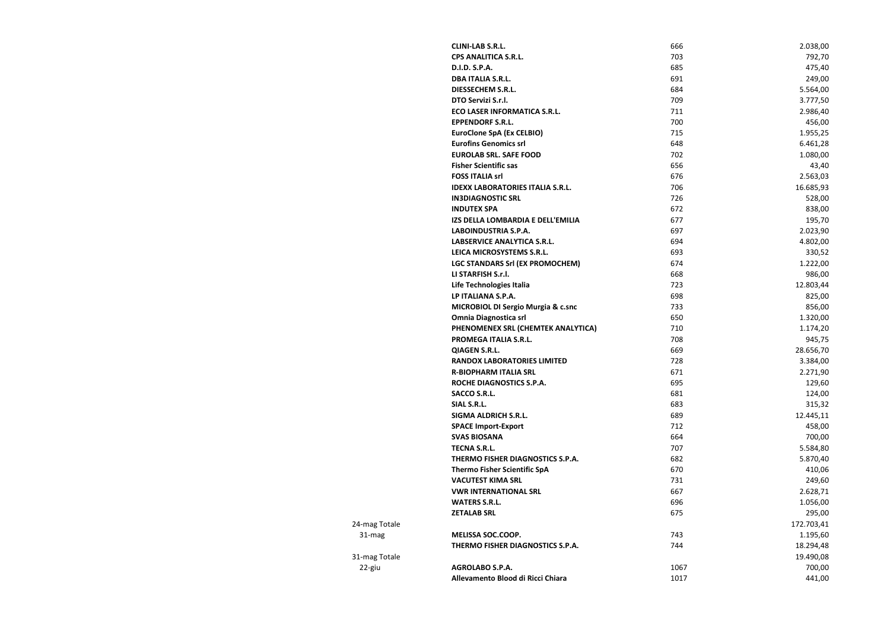| | | | |
|---|---|---|---|
| | **CLINI-LAB S.R.L.** | 666 | 2.038,00 |
| | **CPS ANALITICA S.R.L.** | 703 | 792,70 |
| | **D.I.D. S.P.A.** | 685 | 475,40 |
| | **DBA ITALIA S.R.L.** | 691 | 249,00 |
| | **DIESSECHEM S.R.L.** | 684 | 5.564,00 |
| | **DTO Servizi S.r.l.** | 709 | 3.777,50 |
| | **ECO LASER INFORMATICA S.R.L.** | 711 | 2.986,40 |
| | **EPPENDORF S.R.L.** | 700 | 456,00 |
| | **EuroClone SpA (Ex CELBIO)** | 715 | 1.955,25 |
| | **Eurofins Genomics srl** | 648 | 6.461,28 |
| | **EUROLAB SRL. SAFE FOOD** | 702 | 1.080,00 |
| | **Fisher Scientific sas** | 656 | 43,40 |
| | **FOSS ITALIA srl** | 676 | 2.563,03 |
| | **IDEXX LABORATORIES ITALIA S.R.L.** | 706 | 16.685,93 |
| | **IN3DIAGNOSTIC SRL** | 726 | 528,00 |
| | **INDUTEX SPA** | 672 | 838,00 |
| | **IZS DELLA LOMBARDIA E DELL'EMILIA** | 677 | 195,70 |
| | **LABOINDUSTRIA S.P.A.** | 697 | 2.023,90 |
| | **LABSERVICE ANALYTICA S.R.L.** | 694 | 4.802,00 |
| | **LEICA MICROSYSTEMS S.R.L.** | 693 | 330,52 |
| | **LGC STANDARS Srl (EX PROMOCHEM)** | 674 | 1.222,00 |
| | **LI STARFISH S.r.l.** | 668 | 986,00 |
| | **Life Technologies Italia** | 723 | 12.803,44 |
| | **LP ITALIANA S.P.A.** | 698 | 825,00 |
| | **MICROBIOL DI Sergio Murgia & c.snc** | 733 | 856,00 |
| | **Omnia Diagnostica srl** | 650 | 1.320,00 |
| | **PHENOMENEX SRL (CHEMTEK ANALYTICA)** | 710 | 1.174,20 |
| | **PROMEGA ITALIA S.R.L.** | 708 | 945,75 |
| | **QIAGEN S.R.L.** | 669 | 28.656,70 |
| | **RANDOX LABORATORIES LIMITED** | 728 | 3.384,00 |
| | **R-BIOPHARM ITALIA SRL** | 671 | 2.271,90 |
| | **ROCHE DIAGNOSTICS S.P.A.** | 695 | 129,60 |
| | **SACCO S.R.L.** | 681 | 124,00 |
| | **SIAL S.R.L.** | 683 | 315,32 |
| | **SIGMA ALDRICH S.R.L.** | 689 | 12.445,11 |
| | **SPACE Import-Export** | 712 | 458,00 |
| | **SVAS BIOSANA** | 664 | 700,00 |
| | **TECNA S.R.L.** | 707 | 5.584,80 |
| | **THERMO FISHER DIAGNOSTICS S.P.A.** | 682 | 5.870,40 |
| | **Thermo Fisher Scientific SpA** | 670 | 410,06 |
| | **VACUTEST KIMA SRL** | 731 | 249,60 |
| | **VWR INTERNATIONAL SRL** | 667 | 2.628,71 |
| | **WATERS S.R.L.** | 696 | 1.056,00 |
| | **ZETALAB SRL** | 675 | 295,00 |
| 24-mag Totale | | | 172.703,41 |
| 31-mag | **MELISSA SOC.COOP.** | 743 | 1.195,60 |
| | **THERMO FISHER DIAGNOSTICS S.P.A.** | 744 | 18.294,48 |
| 31-mag Totale | | | 19.490,08 |
| 22-giu | **AGROLABO S.P.A.** | 1067 | 700,00 |
| | **Allevamento Blood di Ricci Chiara** | 1017 | 441,00 |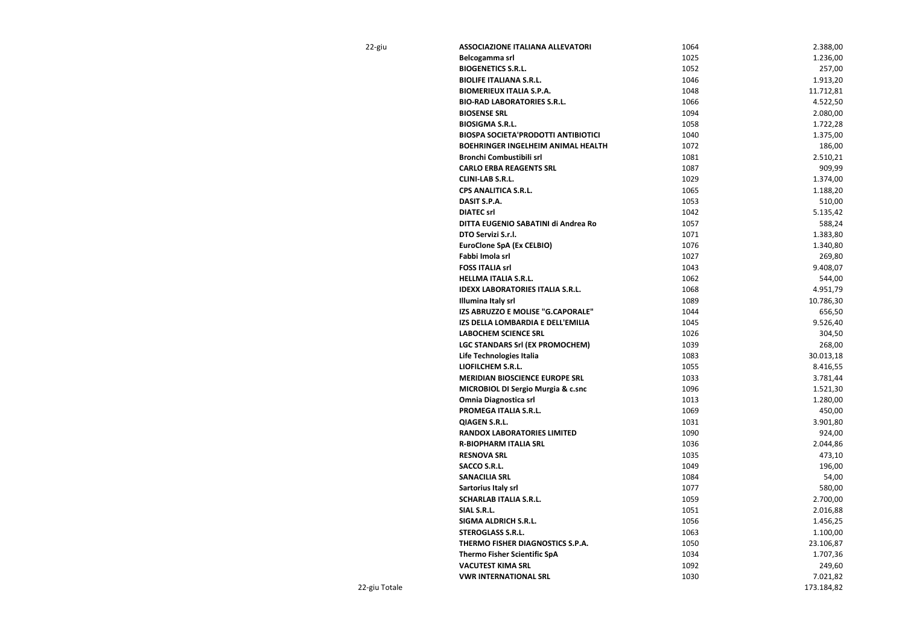| | | | |
|---|---|---|---|
| 22-giu | **ASSOCIAZIONE ITALIANA ALLEVATORI** | 1064 | 2.388,00 |
| | **Belcogamma srl** | 1025 | 1.236,00 |
| | **BIOGENETICS S.R.L.** | 1052 | 257,00 |
| | **BIOLIFE ITALIANA S.R.L.** | 1046 | 1.913,20 |
| | **BIOMERIEUX ITALIA S.P.A.** | 1048 | 11.712,81 |
| | **BIO-RAD LABORATORIES S.R.L.** | 1066 | 4.522,50 |
| | **BIOSENSE SRL** | 1094 | 2.080,00 |
| | **BIOSIGMA S.R.L.** | 1058 | 1.722,28 |
| | **BIOSPA SOCIETA'PRODOTTI ANTIBIOTICI** | 1040 | 1.375,00 |
| | **BOEHRINGER INGELHEIM ANIMAL HEALTH** | 1072 | 186,00 |
| | **Bronchi Combustibili srl** | 1081 | 2.510,21 |
| | **CARLO ERBA REAGENTS SRL** | 1087 | 909,99 |
| | **CLINI-LAB S.R.L.** | 1029 | 1.374,00 |
| | **CPS ANALITICA S.R.L.** | 1065 | 1.188,20 |
| | **DASIT S.P.A.** | 1053 | 510,00 |
| | **DIATEC srl** | 1042 | 5.135,42 |
| | **DITTA EUGENIO SABATINI di Andrea Ro** | 1057 | 588,24 |
| | **DTO Servizi S.r.l.** | 1071 | 1.383,80 |
| | **EuroClone SpA (Ex CELBIO)** | 1076 | 1.340,80 |
| | **Fabbi Imola srl** | 1027 | 269,80 |
| | **FOSS ITALIA srl** | 1043 | 9.408,07 |
| | **HELLMA ITALIA S.R.L.** | 1062 | 544,00 |
| | **IDEXX LABORATORIES ITALIA S.R.L.** | 1068 | 4.951,79 |
| | **Illumina Italy srl** | 1089 | 10.786,30 |
| | **IZS ABRUZZO E MOLISE "G.CAPORALE"** | 1044 | 656,50 |
| | **IZS DELLA LOMBARDIA E DELL'EMILIA** | 1045 | 9.526,40 |
| | **LABOCHEM SCIENCE SRL** | 1026 | 304,50 |
| | **LGC STANDARDS Srl (EX PROMOCHEM)** | 1039 | 268,00 |
| | **Life Technologies Italia** | 1083 | 30.013,18 |
| | **LIOFILCHEM S.R.L.** | 1055 | 8.416,55 |
| | **MERIDIAN BIOSCIENCE EUROPE SRL** | 1033 | 3.781,44 |
| | **MICROBIOL DI Sergio Murgia & c.snc** | 1096 | 1.521,30 |
| | **Omnia Diagnostica srl** | 1013 | 1.280,00 |
| | **PROMEGA ITALIA S.R.L.** | 1069 | 450,00 |
| | **QIAGEN S.R.L.** | 1031 | 3.901,80 |
| | **RANDOX LABORATORIES LIMITED** | 1090 | 924,00 |
| | **R-BIOPHARM ITALIA SRL** | 1036 | 2.044,86 |
| | **RESNOVA SRL** | 1035 | 473,10 |
| | **SACCO S.R.L.** | 1049 | 196,00 |
| | **SANACILIA SRL** | 1084 | 54,00 |
| | **Sartorius Italy srl** | 1077 | 580,00 |
| | **SCHARLAB ITALIA S.R.L.** | 1059 | 2.700,00 |
| | **SIAL S.R.L.** | 1051 | 2.016,88 |
| | **SIGMA ALDRICH S.R.L.** | 1056 | 1.456,25 |
| | **STEROGLASS S.R.L.** | 1063 | 1.100,00 |
| | **THERMO FISHER DIAGNOSTICS S.P.A.** | 1050 | 23.106,87 |
| | **Thermo Fisher Scientific SpA** | 1034 | 1.707,36 |
| | **VACUTEST KIMA SRL** | 1092 | 249,60 |
| | **VWR INTERNATIONAL SRL** | 1030 | 7.021,82 |
| 22-giu Totale | | | 173.184,82 |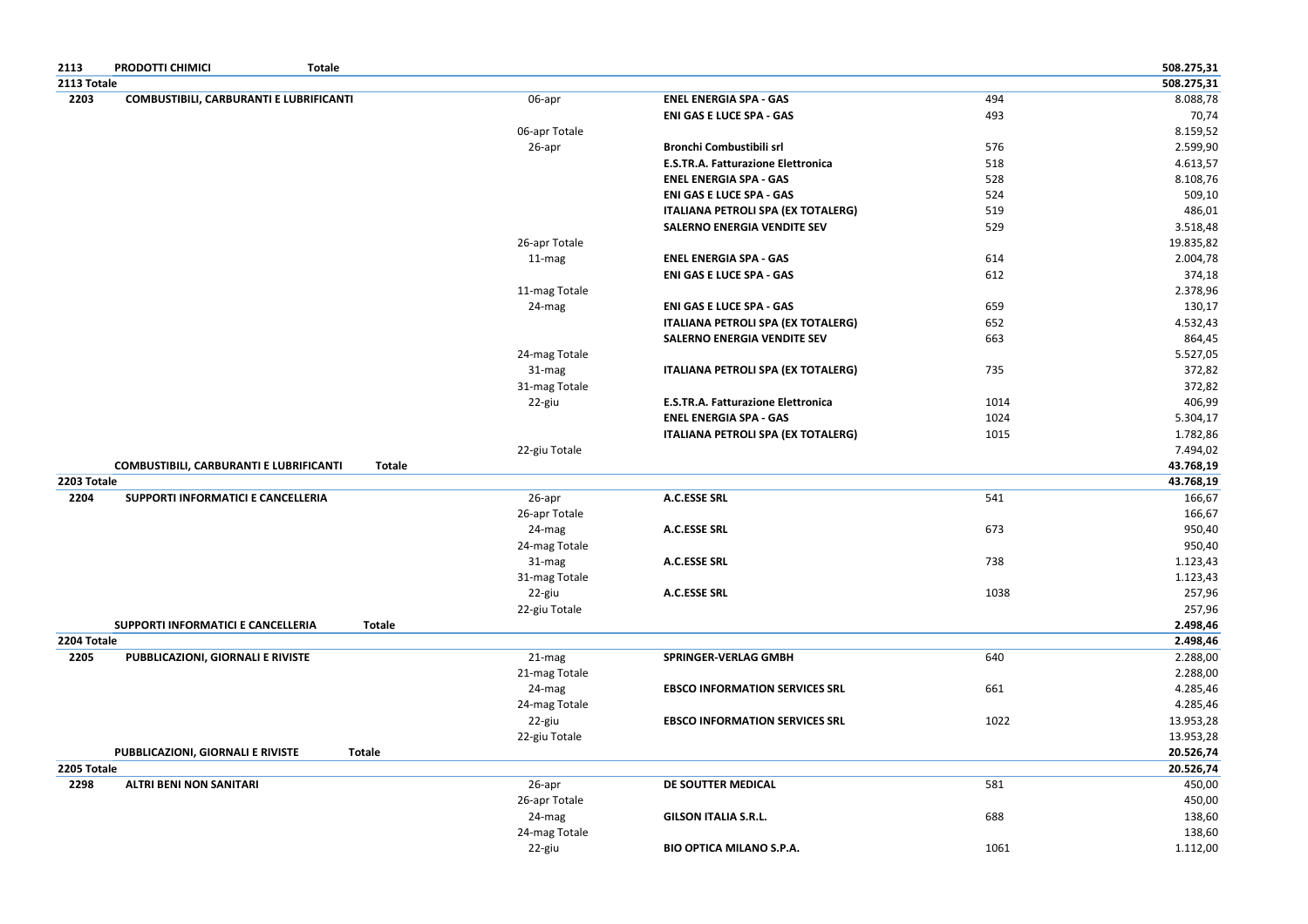| | | | | | |
|---|---|---|---|---|---|
| **2113** | **PRODOTTI CHIMICI Totale** | | | | **508.275,31** |
| **2113 Totale** | | | | | **508.275,31** |
| **2203** | **COMBUSTIBILI, CARBURANTI E LUBRIFICANTI** | 06-apr | **ENEL ENERGIA SPA - GAS** | 494 | 8.088,78 |
| | | | **ENI GAS E LUCE SPA - GAS** | 493 | 70,74 |
| | | 06-apr Totale | | | 8.159,52 |
| | | 26-apr | **Bronchi Combustibili srl** | 576 | 2.599,90 |
| | | | **E.S.TR.A. Fatturazione Elettronica** | 518 | 4.613,57 |
| | | | **ENEL ENERGIA SPA - GAS** | 528 | 8.108,76 |
| | | | **ENI GAS E LUCE SPA - GAS** | 524 | 509,10 |
| | | | **ITALIANA PETROLI SPA (EX TOTALERG)** | 519 | 486,01 |
| | | | **SALERNO ENERGIA VENDITE SEV** | 529 | 3.518,48 |
| | | 26-apr Totale | | | 19.835,82 |
| | | 11-mag | **ENEL ENERGIA SPA - GAS** | 614 | 2.004,78 |
| | | | **ENI GAS E LUCE SPA - GAS** | 612 | 374,18 |
| | | 11-mag Totale | | | 2.378,96 |
| | | 24-mag | **ENI GAS E LUCE SPA - GAS** | 659 | 130,17 |
| | | | **ITALIANA PETROLI SPA (EX TOTALERG)** | 652 | 4.532,43 |
| | | | **SALERNO ENERGIA VENDITE SEV** | 663 | 864,45 |
| | | 24-mag Totale | | | 5.527,05 |
| | | 31-mag | **ITALIANA PETROLI SPA (EX TOTALERG)** | 735 | 372,82 |
| | | 31-mag Totale | | | 372,82 |
| | | 22-giu | **E.S.TR.A. Fatturazione Elettronica** | 1014 | 406,99 |
| | | | **ENEL ENERGIA SPA - GAS** | 1024 | 5.304,17 |
| | | | **ITALIANA PETROLI SPA (EX TOTALERG)** | 1015 | 1.782,86 |
| | | 22-giu Totale | | | 7.494,02 |
| | **COMBUSTIBILI, CARBURANTI E LUBRIFICANTI Totale** | | | | **43.768,19** |
| **2203 Totale** | | | | | **43.768,19** |
| **2204** | **SUPPORTI INFORMATICI E CANCELLERIA** | 26-apr | **A.C.ESSE SRL** | 541 | 166,67 |
| | | 26-apr Totale | | | 166,67 |
| | | 24-mag | **A.C.ESSE SRL** | 673 | 950,40 |
| | | 24-mag Totale | | | 950,40 |
| | | 31-mag | **A.C.ESSE SRL** | 738 | 1.123,43 |
| | | 31-mag Totale | | | 1.123,43 |
| | | 22-giu | **A.C.ESSE SRL** | 1038 | 257,96 |
| | | 22-giu Totale | | | 257,96 |
| | **SUPPORTI INFORMATICI E CANCELLERIA Totale** | | | | **2.498,46** |
| **2204 Totale** | | | | | **2.498,46** |
| **2205** | **PUBBLICAZIONI, GIORNALI E RIVISTE** | 21-mag | **SPRINGER-VERLAG GMBH** | 640 | 2.288,00 |
| | | 21-mag Totale | | | 2.288,00 |
| | | 24-mag | **EBSCO INFORMATION SERVICES SRL** | 661 | 4.285,46 |
| | | 24-mag Totale | | | 4.285,46 |
| | | 22-giu | **EBSCO INFORMATION SERVICES SRL** | 1022 | 13.953,28 |
| | | 22-giu Totale | | | 13.953,28 |
| | **PUBBLICAZIONI, GIORNALI E RIVISTE Totale** | | | | **20.526,74** |
| **2205 Totale** | | | | | **20.526,74** |
| **2298** | **ALTRI BENI NON SANITARI** | 26-apr | **DE SOUTTER MEDICAL** | 581 | 450,00 |
| | | 26-apr Totale | | | 450,00 |
| | | 24-mag | **GILSON ITALIA S.R.L.** | 688 | 138,60 |
| | | 24-mag Totale | | | 138,60 |
| | | 22-giu | **BIO OPTICA MILANO S.P.A.** | 1061 | 1.112,00 |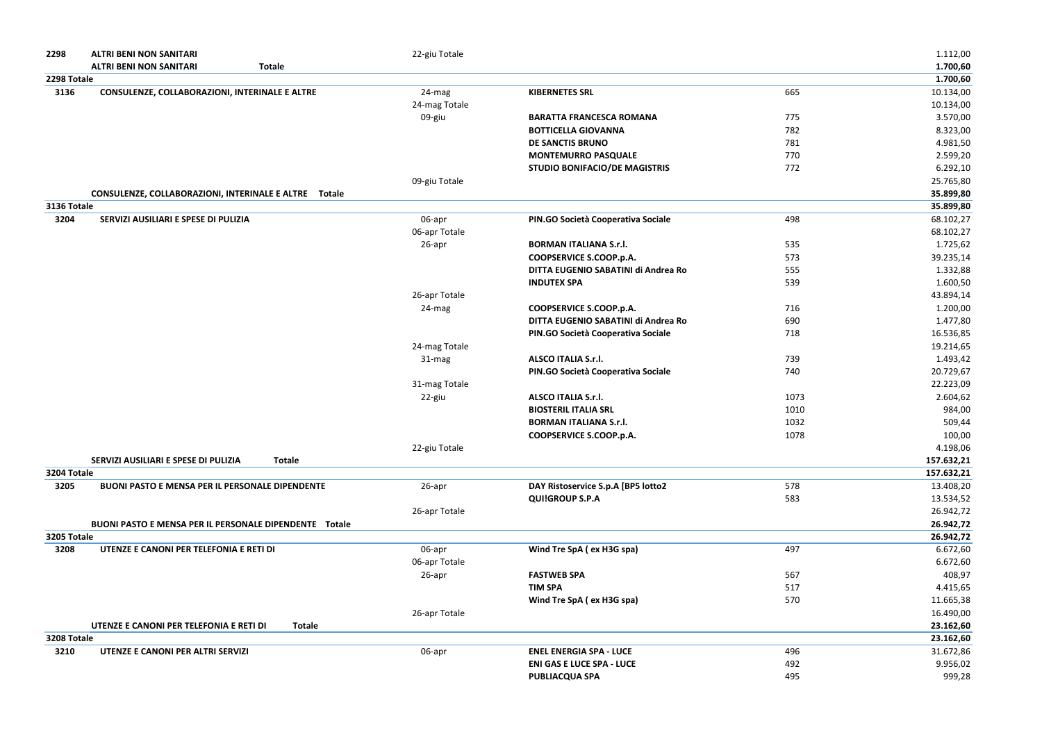| | | | | | |
|---|---|---|---|---|---|
| **2298** | **ALTRI BENI NON SANITARI** | 22-giu Totale | | | 1.112,00 |
| | **ALTRI BENI NON SANITARI Totale** | | | | **1.700,60** |
| **2298 Totale** | | | | | **1.700,60** |
| **3136** | **CONSULENZE, COLLABORAZIONI, INTERINALE E ALTRE** | 24-mag | **KIBERNETES SRL** | 665 | 10.134,00 |
| | | 24-mag Totale | | | 10.134,00 |
| | | 09-giu | **BARATTA FRANCESCA ROMANA** | 775 | 3.570,00 |
| | | | **BOTTICELLA GIOVANNA** | 782 | 8.323,00 |
| | | | **DE SANCTIS BRUNO** | 781 | 4.981,50 |
| | | | **MONTEMURRO PASQUALE** | 770 | 2.599,20 |
| | | | **STUDIO BONIFACIO/DE MAGISTRIS** | 772 | 6.292,10 |
| | | 09-giu Totale | | | 25.765,80 |
| | **CONSULENZE, COLLABORAZIONI, INTERINALE E ALTRE Totale** | | | | **35.899,80** |
| **3136 Totale** | | | | | **35.899,80** |
| **3204** | **SERVIZI AUSILIARI E SPESE DI PULIZIA** | 06-apr | **PIN.GO Società Cooperativa Sociale** | 498 | 68.102,27 |
| | | 06-apr Totale | | | 68.102,27 |
| | | 26-apr | **BORMAN ITALIANA S.r.l.** | 535 | 1.725,62 |
| | | | **COOPSERVICE S.COOP.p.A.** | 573 | 39.235,14 |
| | | | **DITTA EUGENIO SABATINI di Andrea Ro** | 555 | 1.332,88 |
| | | | **INDUTEX SPA** | 539 | 1.600,50 |
| | | 26-apr Totale | | | 43.894,14 |
| | | 24-mag | **COOPSERVICE S.COOP.p.A.** | 716 | 1.200,00 |
| | | | **DITTA EUGENIO SABATINI di Andrea Ro** | 690 | 1.477,80 |
| | | | **PIN.GO Società Cooperativa Sociale** | 718 | 16.536,85 |
| | | 24-mag Totale | | | 19.214,65 |
| | | 31-mag | **ALSCO ITALIA S.r.l.** | 739 | 1.493,42 |
| | | | **PIN.GO Società Cooperativa Sociale** | 740 | 20.729,67 |
| | | 31-mag Totale | | | 22.223,09 |
| | | 22-giu | **ALSCO ITALIA S.r.l.** | 1073 | 2.604,62 |
| | | | **BIOSTERIL ITALIA SRL** | 1010 | 984,00 |
| | | | **BORMAN ITALIANA S.r.l.** | 1032 | 509,44 |
| | | | **COOPSERVICE S.COOP.p.A.** | 1078 | 100,00 |
| | | 22-giu Totale | | | 4.198,06 |
| | **SERVIZI AUSILIARI E SPESE DI PULIZIA Totale** | | | | **157.632,21** |
| **3204 Totale** | | | | | **157.632,21** |
| **3205** | **BUONI PASTO E MENSA PER IL PERSONALE DIPENDENTE** | 26-apr | **DAY Ristoservice S.p.A [BP5 lotto2** | 578 | 13.408,20 |
| | | | **QUI!GROUP S.P.A** | 583 | 13.534,52 |
| | | 26-apr Totale | | | 26.942,72 |
| | **BUONI PASTO E MENSA PER IL PERSONALE DIPENDENTE Totale** | | | | **26.942,72** |
| **3205 Totale** | | | | | **26.942,72** |
| **3208** | **UTENZE E CANONI PER TELEFONIA E RETI DI** | 06-apr | **Wind Tre SpA ( ex H3G spa)** | 497 | 6.672,60 |
| | | 06-apr Totale | | | 6.672,60 |
| | | 26-apr | **FASTWEB SPA** | 567 | 408,97 |
| | | | **TIM SPA** | 517 | 4.415,65 |
| | | | **Wind Tre SpA ( ex H3G spa)** | 570 | 11.665,38 |
| | | 26-apr Totale | | | 16.490,00 |
| | **UTENZE E CANONI PER TELEFONIA E RETI DI Totale** | | | | **23.162,60** |
| **3208 Totale** | | | | | **23.162,60** |
| **3210** | **UTENZE E CANONI PER ALTRI SERVIZI** | 06-apr | **ENEL ENERGIA SPA - LUCE** | 496 | 31.672,86 |
| | | | **ENI GAS E LUCE SPA - LUCE** | 492 | 9.956,02 |
| | | | **PUBLIACQUA SPA** | 495 | 999,28 |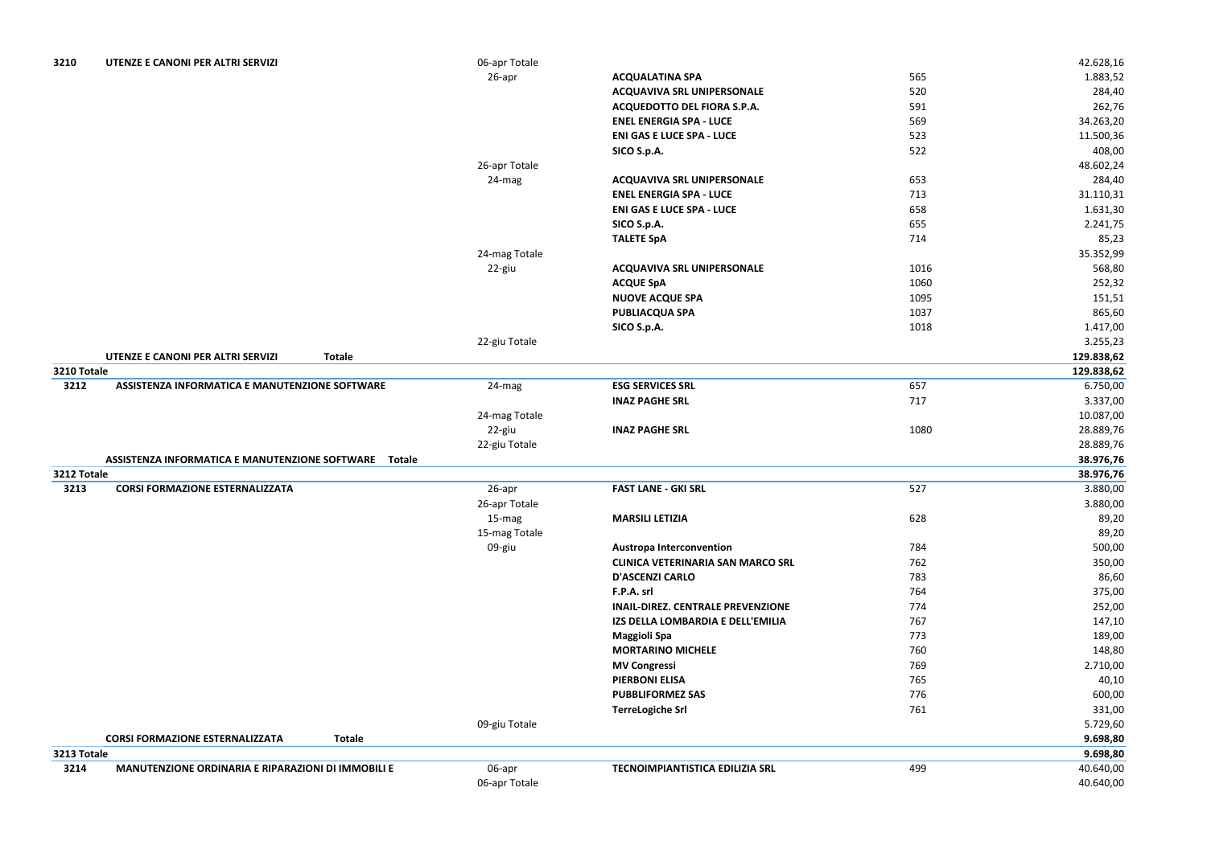| | | | | | |
|---|---|---|---|---|---|
| 3210 | UTENZE E CANONI PER ALTRI SERVIZI | 06-apr Totale | | | 42.628,16 |
| | | 26-apr | **ACQUALATINA SPA** | 565 | 1.883,52 |
| | | | **ACQUAVIVA SRL UNIPERSONALE** | 520 | 284,40 |
| | | | **ACQUEDOTTO DEL FIORA S.P.A.** | 591 | 262,76 |
| | | | **ENEL ENERGIA SPA - LUCE** | 569 | 34.263,20 |
| | | | **ENI GAS E LUCE SPA - LUCE** | 523 | 11.500,36 |
| | | | **SICO S.p.A.** | 522 | 408,00 |
| | | 26-apr Totale | | | 48.602,24 |
| | | 24-mag | **ACQUAVIVA SRL UNIPERSONALE** | 653 | 284,40 |
| | | | **ENEL ENERGIA SPA - LUCE** | 713 | 31.110,31 |
| | | | **ENI GAS E LUCE SPA - LUCE** | 658 | 1.631,30 |
| | | | **SICO S.p.A.** | 655 | 2.241,75 |
| | | | **TALETE SpA** | 714 | 85,23 |
| | | 24-mag Totale | | | 35.352,99 |
| | | 22-giu | **ACQUAVIVA SRL UNIPERSONALE** | 1016 | 568,80 |
| | | | **ACQUE SpA** | 1060 | 252,32 |
| | | | **NUOVE ACQUE SPA** | 1095 | 151,51 |
| | | | **PUBLIACQUA SPA** | 1037 | 865,60 |
| | | | **SICO S.p.A.** | 1018 | 1.417,00 |
| | | 22-giu Totale | | | 3.255,23 |
| | **UTENZE E CANONI PER ALTRI SERVIZI Totale** | | | | **129.838,62** |
| **3210 Totale** | | | | | **129.838,62** |
| **3212** | **ASSISTENZA INFORMATICA E MANUTENZIONE SOFTWARE** | 24-mag | **ESG SERVICES SRL** | 657 | 6.750,00 |
| | | | **INAZ PAGHE SRL** | 717 | 3.337,00 |
| | | 24-mag Totale | | | 10.087,00 |
| | | 22-giu | **INAZ PAGHE SRL** | 1080 | 28.889,76 |
| | | 22-giu Totale | | | 28.889,76 |
| | **ASSISTENZA INFORMATICA E MANUTENZIONE SOFTWARE Totale** | | | | **38.976,76** |
| **3212 Totale** | | | | | **38.976,76** |
| **3213** | **CORSI FORMAZIONE ESTERNALIZZATA** | 26-apr | **FAST LANE - GKI SRL** | 527 | 3.880,00 |
| | | 26-apr Totale | | | 3.880,00 |
| | | 15-mag | **MARSILI LETIZIA** | 628 | 89,20 |
| | | 15-mag Totale | | | 89,20 |
| | | 09-giu | **Austropa Interconvention** | 784 | 500,00 |
| | | | **CLINICA VETERINARIA SAN MARCO SRL** | 762 | 350,00 |
| | | | **D'ASCENZI CARLO** | 783 | 86,60 |
| | | | **F.P.A. srl** | 764 | 375,00 |
| | | | **INAIL-DIREZ. CENTRALE PREVENZIONE** | 774 | 252,00 |
| | | | **IZS DELLA LOMBARDIA E DELL'EMILIA** | 767 | 147,10 |
| | | | **Maggioli Spa** | 773 | 189,00 |
| | | | **MORTARINO MICHELE** | 760 | 148,80 |
| | | | **MV Congressi** | 769 | 2.710,00 |
| | | | **PIERBONI ELISA** | 765 | 40,10 |
| | | | **PUBBLIFORMEZ SAS** | 776 | 600,00 |
| | | | **TerreLogiche Srl** | 761 | 331,00 |
| | | 09-giu Totale | | | 5.729,60 |
| | **CORSI FORMAZIONE ESTERNALIZZATA Totale** | | | | **9.698,80** |
| **3213 Totale** | | | | | **9.698,80** |
| **3214** | **MANUTENZIONE ORDINARIA E RIPARAZIONI DI IMMOBILI E** | 06-apr | **TECNOIMPIANTISTICA EDILIZIA SRL** | 499 | 40.640,00 |
| | | 06-apr Totale | | | 40.640,00 |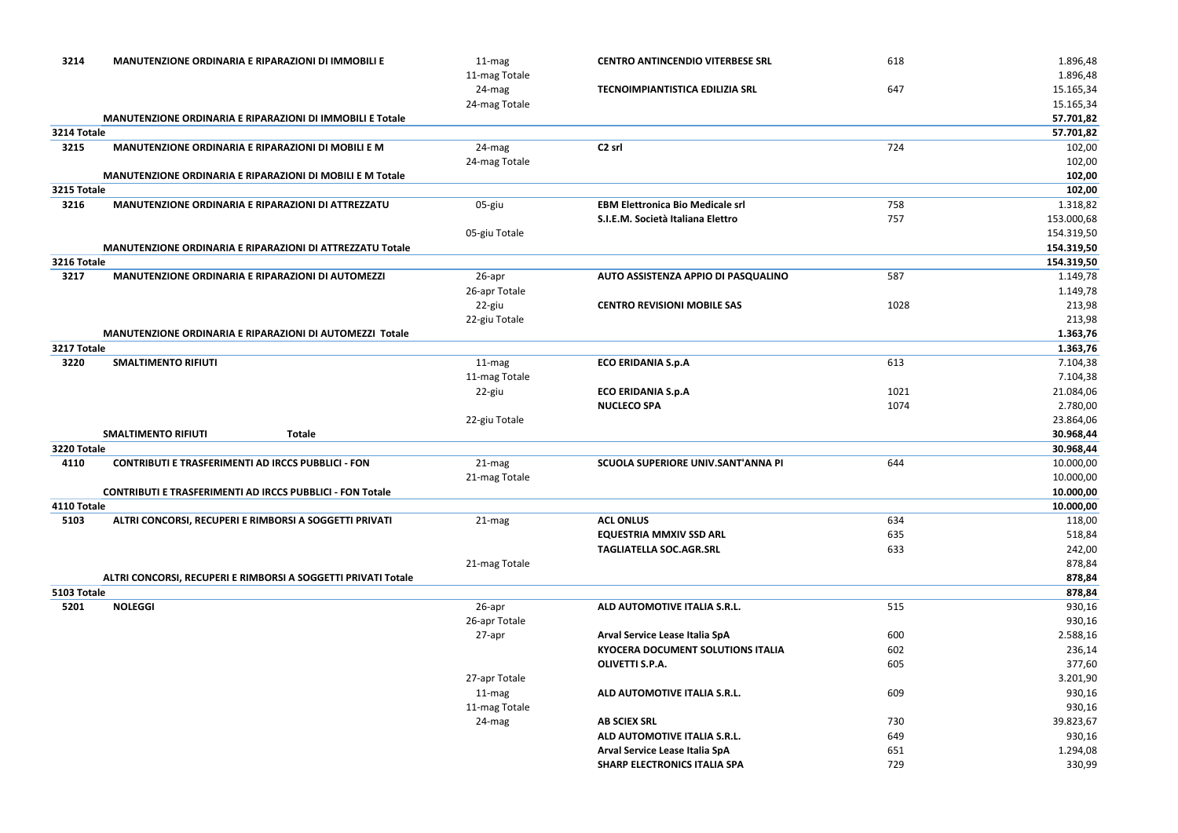| | | | | | |
|---|---|---|---|---|---|
| **3214** | **MANUTENZIONE ORDINARIA E RIPARAZIONI DI IMMOBILI E** | 11-mag | **CENTRO ANTINCENDIO VITERBESE SRL** | 618 | 1.896,48 |
| | | 11-mag Totale | | | 1.896,48 |
| | | 24-mag | **TECNOIMPIANTISTICA EDILIZIA SRL** | 647 | 15.165,34 |
| | | 24-mag Totale | | | 15.165,34 |
| | **MANUTENZIONE ORDINARIA E RIPARAZIONI DI IMMOBILI E Totale** | | | | **57.701,82** |
| **3214 Totale** | | | | | **57.701,82** |
| **3215** | **MANUTENZIONE ORDINARIA E RIPARAZIONI DI MOBILI E M** | 24-mag | **C2 srl** | 724 | 102,00 |
| | | 24-mag Totale | | | 102,00 |
| | **MANUTENZIONE ORDINARIA E RIPARAZIONI DI MOBILI E M Totale** | | | | **102,00** |
| **3215 Totale** | | | | | **102,00** |
| **3216** | **MANUTENZIONE ORDINARIA E RIPARAZIONI DI ATTREZZATU** | 05-giu | **EBM Elettronica Bio Medicale srl** | 758 | 1.318,82 |
| | | | **S.I.E.M. Società Italiana Elettro** | 757 | 153.000,68 |
| | | 05-giu Totale | | | 154.319,50 |
| | **MANUTENZIONE ORDINARIA E RIPARAZIONI DI ATTREZZATU Totale** | | | | **154.319,50** |
| **3216 Totale** | | | | | **154.319,50** |
| **3217** | **MANUTENZIONE ORDINARIA E RIPARAZIONI DI AUTOMEZZI** | 26-apr | **AUTO ASSISTENZA APPIO DI PASQUALINO** | 587 | 1.149,78 |
| | | 26-apr Totale | | | 1.149,78 |
| | | 22-giu | **CENTRO REVISIONI MOBILE SAS** | 1028 | 213,98 |
| | | 22-giu Totale | | | 213,98 |
| | **MANUTENZIONE ORDINARIA E RIPARAZIONI DI AUTOMEZZI Totale** | | | | **1.363,76** |
| **3217 Totale** | | | | | **1.363,76** |
| **3220** | **SMALTIMENTO RIFIUTI** | 11-mag | **ECO ERIDANIA S.p.A** | 613 | 7.104,38 |
| | | 11-mag Totale | | | 7.104,38 |
| | | 22-giu | **ECO ERIDANIA S.p.A** | 1021 | 21.084,06 |
| | | | **NUCLECO SPA** | 1074 | 2.780,00 |
| | | 22-giu Totale | | | 23.864,06 |
| | **SMALTIMENTO RIFIUTI Totale** | | | | **30.968,44** |
| **3220 Totale** | | | | | **30.968,44** |
| **4110** | **CONTRIBUTI E TRASFERIMENTI AD IRCCS PUBBLICI - FON** | 21-mag | **SCUOLA SUPERIORE UNIV.SANT'ANNA PI** | 644 | 10.000,00 |
| | | 21-mag Totale | | | 10.000,00 |
| | **CONTRIBUTI E TRASFERIMENTI AD IRCCS PUBBLICI - FON Totale** | | | | **10.000,00** |
| **4110 Totale** | | | | | **10.000,00** |
| **5103** | **ALTRI CONCORSI, RECUPERI E RIMBORSI A SOGGETTI PRIVATI** | 21-mag | **ACL ONLUS** | 634 | 118,00 |
| | | | **EQUESTRIA MMXIV SSD ARL** | 635 | 518,84 |
| | | | **TAGLIATELLA SOC.AGR.SRL** | 633 | 242,00 |
| | | 21-mag Totale | | | 878,84 |
| | **ALTRI CONCORSI, RECUPERI E RIMBORSI A SOGGETTI PRIVATI Totale** | | | | **878,84** |
| **5103 Totale** | | | | | **878,84** |
| **5201** | **NOLEGGI** | 26-apr | **ALD AUTOMOTIVE ITALIA S.R.L.** | 515 | 930,16 |
| | | 26-apr Totale | | | 930,16 |
| | | 27-apr | **Arval Service Lease Italia SpA** | 600 | 2.588,16 |
| | | | **KYOCERA DOCUMENT SOLUTIONS ITALIA** | 602 | 236,14 |
| | | | **OLIVETTI S.P.A.** | 605 | 377,60 |
| | | 27-apr Totale | | | 3.201,90 |
| | | 11-mag | **ALD AUTOMOTIVE ITALIA S.R.L.** | 609 | 930,16 |
| | | 11-mag Totale | | | 930,16 |
| | | 24-mag | **AB SCIEX SRL** | 730 | 39.823,67 |
| | | | **ALD AUTOMOTIVE ITALIA S.R.L.** | 649 | 930,16 |
| | | | **Arval Service Lease Italia SpA** | 651 | 1.294,08 |
| | | | **SHARP ELECTRONICS ITALIA SPA** | 729 | 330,99 |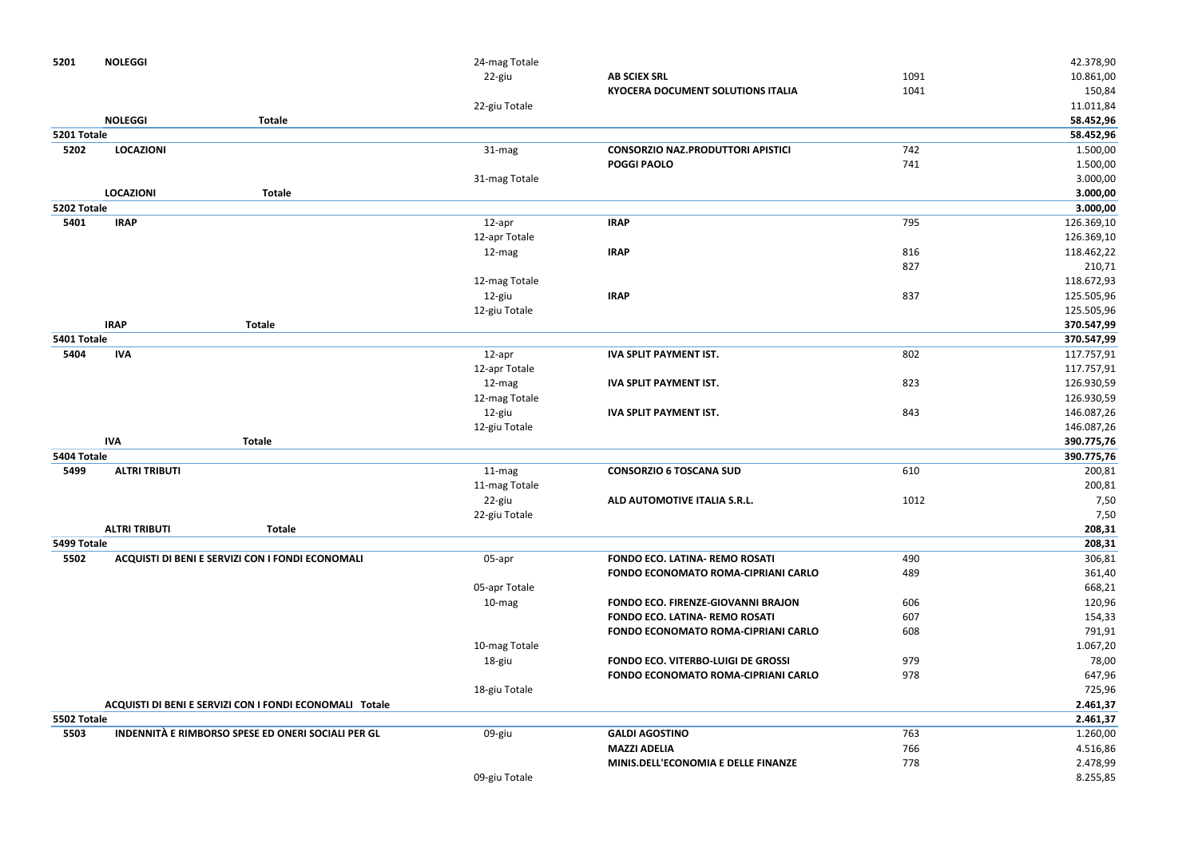| | | | | | | |
|---|---|---|---|---|---|---|
| **5201** | **NOLEGGI** | | 24-mag Totale | | | 42.378,90 |
| | | | 22-giu | **AB SCIEX SRL** | 1091 | 10.861,00 |
| | | | | **KYOCERA DOCUMENT SOLUTIONS ITALIA** | 1041 | 150,84 |
| | | | 22-giu Totale | | | 11.011,84 |
| | **NOLEGGI** | **Totale** | | | | **58.452,96** |
| **5201 Totale** | | | | | | **58.452,96** |
| **5202** | **LOCAZIONI** | | 31-mag | **CONSORZIO NAZ.PRODUTTORI APISTICI** | 742 | 1.500,00 |
| | | | | **POGGI PAOLO** | 741 | 1.500,00 |
| | | | 31-mag Totale | | | 3.000,00 |
| | **LOCAZIONI** | **Totale** | | | | **3.000,00** |
| **5202 Totale** | | | | | | **3.000,00** |
| **5401** | **IRAP** | | 12-apr | **IRAP** | 795 | 126.369,10 |
| | | | 12-apr Totale | | | 126.369,10 |
| | | | 12-mag | **IRAP** | 816 | 118.462,22 |
| | | | | | 827 | 210,71 |
| | | | 12-mag Totale | | | 118.672,93 |
| | | | 12-giu | **IRAP** | 837 | 125.505,96 |
| | | | 12-giu Totale | | | 125.505,96 |
| | **IRAP** | **Totale** | | | | **370.547,99** |
| **5401 Totale** | | | | | | **370.547,99** |
| **5404** | **IVA** | | 12-apr | **IVA SPLIT PAYMENT IST.** | 802 | 117.757,91 |
| | | | 12-apr Totale | | | 117.757,91 |
| | | | 12-mag | **IVA SPLIT PAYMENT IST.** | 823 | 126.930,59 |
| | | | 12-mag Totale | | | 126.930,59 |
| | | | 12-giu | **IVA SPLIT PAYMENT IST.** | 843 | 146.087,26 |
| | | | 12-giu Totale | | | 146.087,26 |
| | **IVA** | **Totale** | | | | **390.775,76** |
| **5404 Totale** | | | | | | **390.775,76** |
| **5499** | **ALTRI TRIBUTI** | | 11-mag | **CONSORZIO 6 TOSCANA SUD** | 610 | 200,81 |
| | | | 11-mag Totale | | | 200,81 |
| | | | 22-giu | **ALD AUTOMOTIVE ITALIA S.R.L.** | 1012 | 7,50 |
| | | | 22-giu Totale | | | 7,50 |
| | **ALTRI TRIBUTI** | **Totale** | | | | **208,31** |
| **5499 Totale** | | | | | | **208,31** |
| **5502** | **ACQUISTI DI BENI E SERVIZI CON I FONDI ECONOMALI** | | 05-apr | **FONDO ECO. LATINA- REMO ROSATI** | 490 | 306,81 |
| | | | | **FONDO ECONOMATO ROMA-CIPRIANI CARLO** | 489 | 361,40 |
| | | | 05-apr Totale | | | 668,21 |
| | | | 10-mag | **FONDO ECO. FIRENZE-GIOVANNI BRAJON** | 606 | 120,96 |
| | | | | **FONDO ECO. LATINA- REMO ROSATI** | 607 | 154,33 |
| | | | | **FONDO ECONOMATO ROMA-CIPRIANI CARLO** | 608 | 791,91 |
| | | | 10-mag Totale | | | 1.067,20 |
| | | | 18-giu | **FONDO ECO. VITERBO-LUIGI DE GROSSI** | 979 | 78,00 |
| | | | | **FONDO ECONOMATO ROMA-CIPRIANI CARLO** | 978 | 647,96 |
| | | | 18-giu Totale | | | 725,96 |
| | **ACQUISTI DI BENI E SERVIZI CON I FONDI ECONOMALI Totale** | | | | | **2.461,37** |
| **5502 Totale** | | | | | | **2.461,37** |
| **5503** | **INDENNITÀ E RIMBORSO SPESE ED ONERI SOCIALI PER GL** | | 09-giu | **GALDI AGOSTINO** | 763 | 1.260,00 |
| | | | | **MAZZI ADELIA** | 766 | 4.516,86 |
| | | | | **MINIS.DELL'ECONOMIA E DELLE FINANZE** | 778 | 2.478,99 |
| | | | 09-giu Totale | | | 8.255,85 |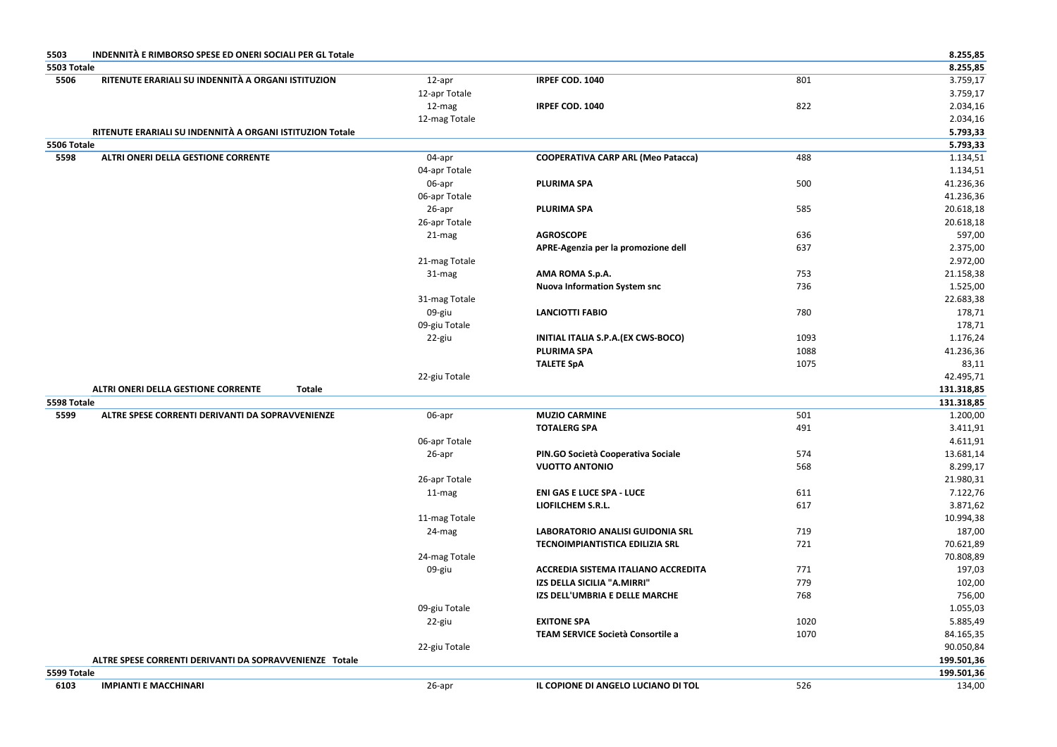| | | | | | |
|---|---|---|---|---|---|
| **5503** | **INDENNITÀ E RIMBORSO SPESE ED ONERI SOCIALI PER GL Totale** | | | | **8.255,85** |
| **5503 Totale** | | | | | **8.255,85** |
| **5506** | **RITENUTE ERARIALI SU INDENNITÀ A ORGANI ISTITUZION** | 12-apr | **IRPEF COD. 1040** | 801 | 3.759,17 |
| | | 12-apr Totale | | | 3.759,17 |
| | | 12-mag | **IRPEF COD. 1040** | 822 | 2.034,16 |
| | | 12-mag Totale | | | 2.034,16 |
| | **RITENUTE ERARIALI SU INDENNITÀ A ORGANI ISTITUZION Totale** | | | | **5.793,33** |
| **5506 Totale** | | | | | **5.793,33** |
| **5598** | **ALTRI ONERI DELLA GESTIONE CORRENTE** | 04-apr | **COOPERATIVA CARP ARL (Meo Patacca)** | 488 | 1.134,51 |
| | | 04-apr Totale | | | 1.134,51 |
| | | 06-apr | **PLURIMA SPA** | 500 | 41.236,36 |
| | | 06-apr Totale | | | 41.236,36 |
| | | 26-apr | **PLURIMA SPA** | 585 | 20.618,18 |
| | | 26-apr Totale | | | 20.618,18 |
| | | 21-mag | **AGROSCOPE** | 636 | 597,00 |
| | | | **APRE-Agenzia per la promozione dell** | 637 | 2.375,00 |
| | | 21-mag Totale | | | 2.972,00 |
| | | 31-mag | **AMA ROMA S.p.A.** | 753 | 21.158,38 |
| | | | **Nuova Information System snc** | 736 | 1.525,00 |
| | | 31-mag Totale | | | 22.683,38 |
| | | 09-giu | **LANCIOTTI FABIO** | 780 | 178,71 |
| | | 09-giu Totale | | | 178,71 |
| | | 22-giu | **INITIAL ITALIA S.P.A.(EX CWS-BOCO)** | 1093 | 1.176,24 |
| | | | **PLURIMA SPA** | 1088 | 41.236,36 |
| | | | **TALETE SpA** | 1075 | 83,11 |
| | | 22-giu Totale | | | 42.495,71 |
| | **ALTRI ONERI DELLA GESTIONE CORRENTE Totale** | | | | **131.318,85** |
| **5598 Totale** | | | | | **131.318,85** |
| **5599** | **ALTRE SPESE CORRENTI DERIVANTI DA SOPRAVVENIENZE** | 06-apr | **MUZIO CARMINE** | 501 | 1.200,00 |
| | | | **TOTALERG SPA** | 491 | 3.411,91 |
| | | 06-apr Totale | | | 4.611,91 |
| | | 26-apr | **PIN.GO Società Cooperativa Sociale** | 574 | 13.681,14 |
| | | | **VUOTTO ANTONIO** | 568 | 8.299,17 |
| | | 26-apr Totale | | | 21.980,31 |
| | | 11-mag | **ENI GAS E LUCE SPA - LUCE** | 611 | 7.122,76 |
| | | | **LIOFILCHEM S.R.L.** | 617 | 3.871,62 |
| | | 11-mag Totale | | | 10.994,38 |
| | | 24-mag | **LABORATORIO ANALISI GUIDONIA SRL** | 719 | 187,00 |
| | | | **TECNOIMPIANTISTICA EDILIZIA SRL** | 721 | 70.621,89 |
| | | 24-mag Totale | | | 70.808,89 |
| | | 09-giu | **ACCREDIA SISTEMA ITALIANO ACCREDITA** | 771 | 197,03 |
| | | | **IZS DELLA SICILIA "A.MIRRI"** | 779 | 102,00 |
| | | | **IZS DELL'UMBRIA E DELLE MARCHE** | 768 | 756,00 |
| | | 09-giu Totale | | | 1.055,03 |
| | | 22-giu | **EXITONE SPA** | 1020 | 5.885,49 |
| | | | **TEAM SERVICE Società Consortile a** | 1070 | 84.165,35 |
| | | 22-giu Totale | | | 90.050,84 |
| | **ALTRE SPESE CORRENTI DERIVANTI DA SOPRAVVENIENZE Totale** | | | | **199.501,36** |
| **5599 Totale** | | | | | **199.501,36** |
| **6103** | **IMPIANTI E MACCHINARI** | 26-apr | **IL COPIONE DI ANGELO LUCIANO DI TOL** | 526 | 134,00 |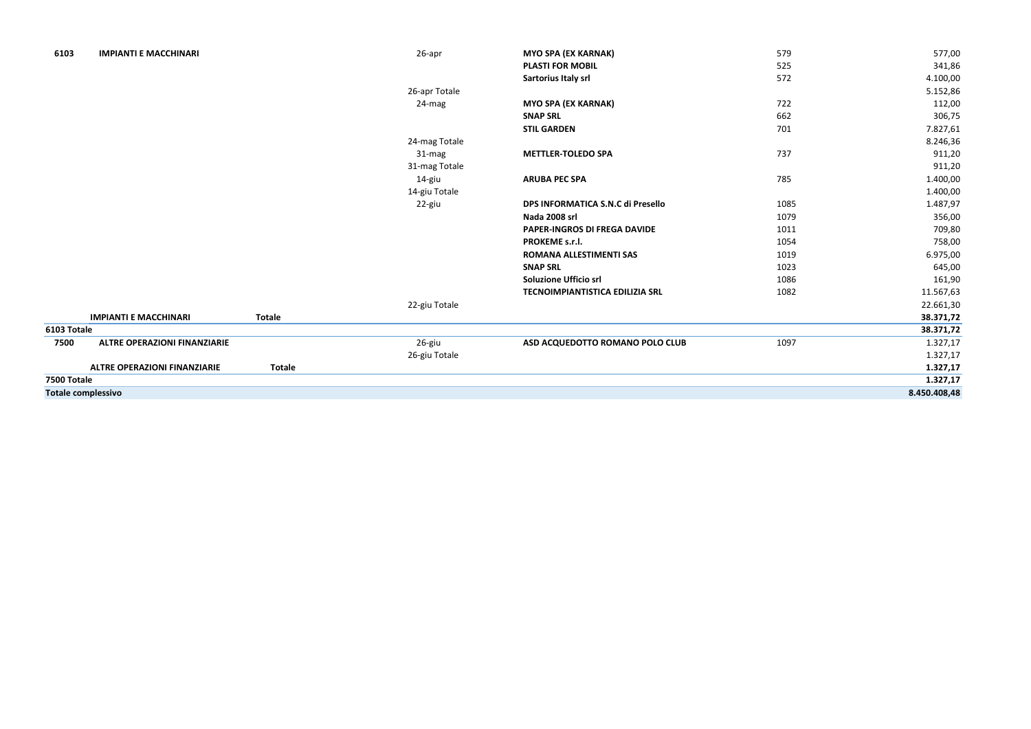| | | | | | | |
|---|---|---|---|---|---|---|
| **6103** | **IMPIANTI E MACCHINARI** | | 26-apr | **MYO SPA (EX KARNAK)** | 579 | 577,00 |
| | | | | **PLASTI FOR MOBIL** | 525 | 341,86 |
| | | | | **Sartorius Italy srl** | 572 | 4.100,00 |
| | | | 26-apr Totale | | | 5.152,86 |
| | | | 24-mag | **MYO SPA (EX KARNAK)** | 722 | 112,00 |
| | | | | **SNAP SRL** | 662 | 306,75 |
| | | | | **STIL GARDEN** | 701 | 7.827,61 |
| | | | 24-mag Totale | | | 8.246,36 |
| | | | 31-mag | **METTLER-TOLEDO SPA** | 737 | 911,20 |
| | | | 31-mag Totale | | | 911,20 |
| | | | 14-giu | **ARUBA PEC SPA** | 785 | 1.400,00 |
| | | | 14-giu Totale | | | 1.400,00 |
| | | | 22-giu | **DPS INFORMATICA S.N.C di Presello** | 1085 | 1.487,97 |
| | | | | **Nada 2008 srl** | 1079 | 356,00 |
| | | | | **PAPER-INGROS DI FREGA DAVIDE** | 1011 | 709,80 |
| | | | | **PROKEME s.r.l.** | 1054 | 758,00 |
| | | | | **ROMANA ALLESTIMENTI SAS** | 1019 | 6.975,00 |
| | | | | **SNAP SRL** | 1023 | 645,00 |
| | | | | **Soluzione Ufficio srl** | 1086 | 161,90 |
| | | | | **TECNOIMPIANTISTICA EDILIZIA SRL** | 1082 | 11.567,63 |
| | | | 22-giu Totale | | | 22.661,30 |
| | **IMPIANTI E MACCHINARI** | **Totale** | | | | **38.371,72** |
| **6103 Totale** | | | | | | **38.371,72** |
| **7500** | **ALTRE OPERAZIONI FINANZIARIE** | | 26-giu | **ASD ACQUEDOTTO ROMANO POLO CLUB** | 1097 | 1.327,17 |
| | | | 26-giu Totale | | | 1.327,17 |
| | **ALTRE OPERAZIONI FINANZIARIE** | **Totale** | | | | **1.327,17** |
| **7500 Totale** | | | | | | **1.327,17** |
| **Totale complessivo** | | | | | | **8.450.408,48** |